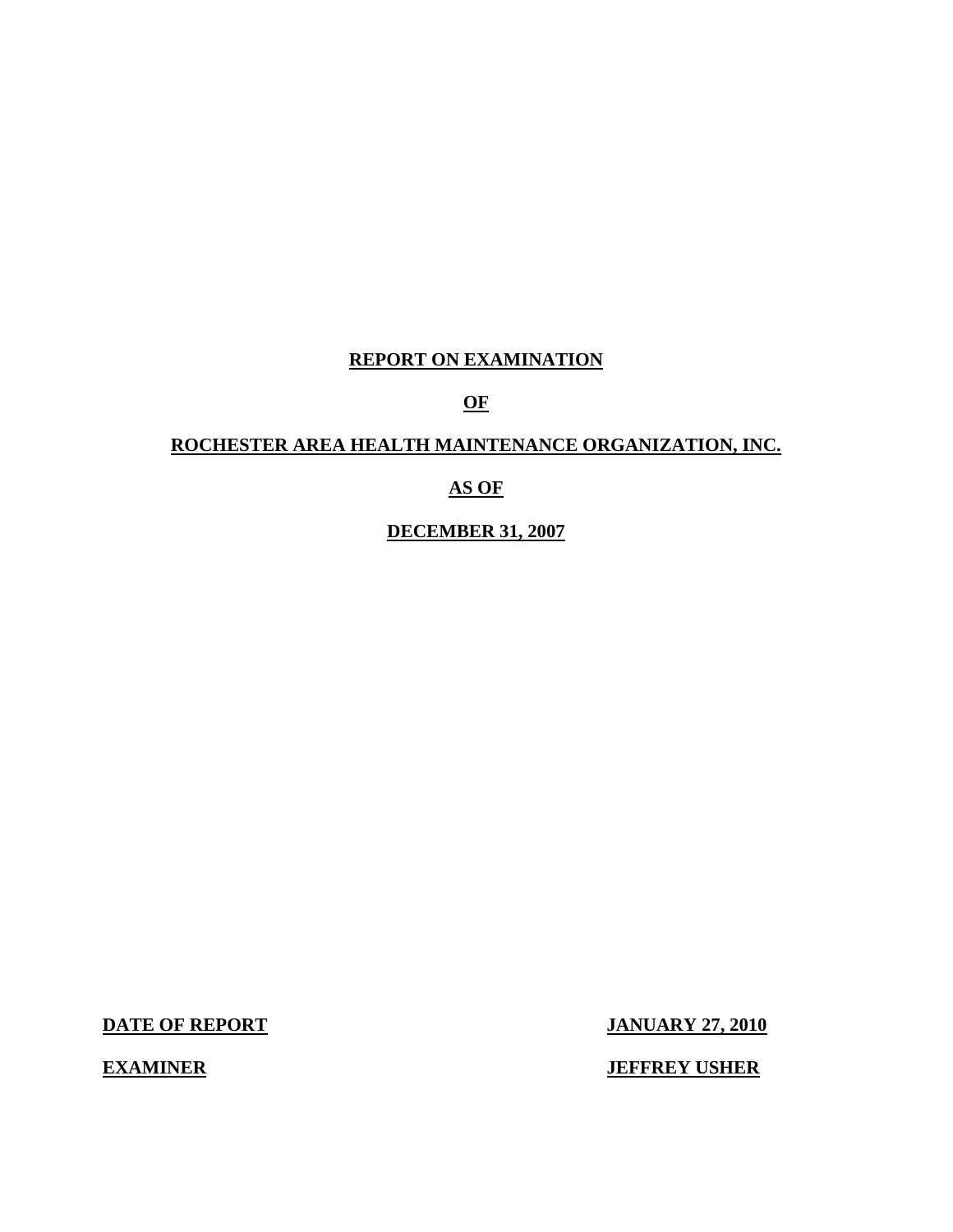**REPORT ON EXAMINATION**

**OF**

**ROCHESTER AREA HEALTH MAINTENANCE ORGANIZATION, INC.**

**AS OF**

**DECEMBER 31, 2007**

| | |
|---|---|
| **DATE OF REPORT** | **JANUARY 27, 2010** |
| **EXAMINER** | **JEFFREY USHER** |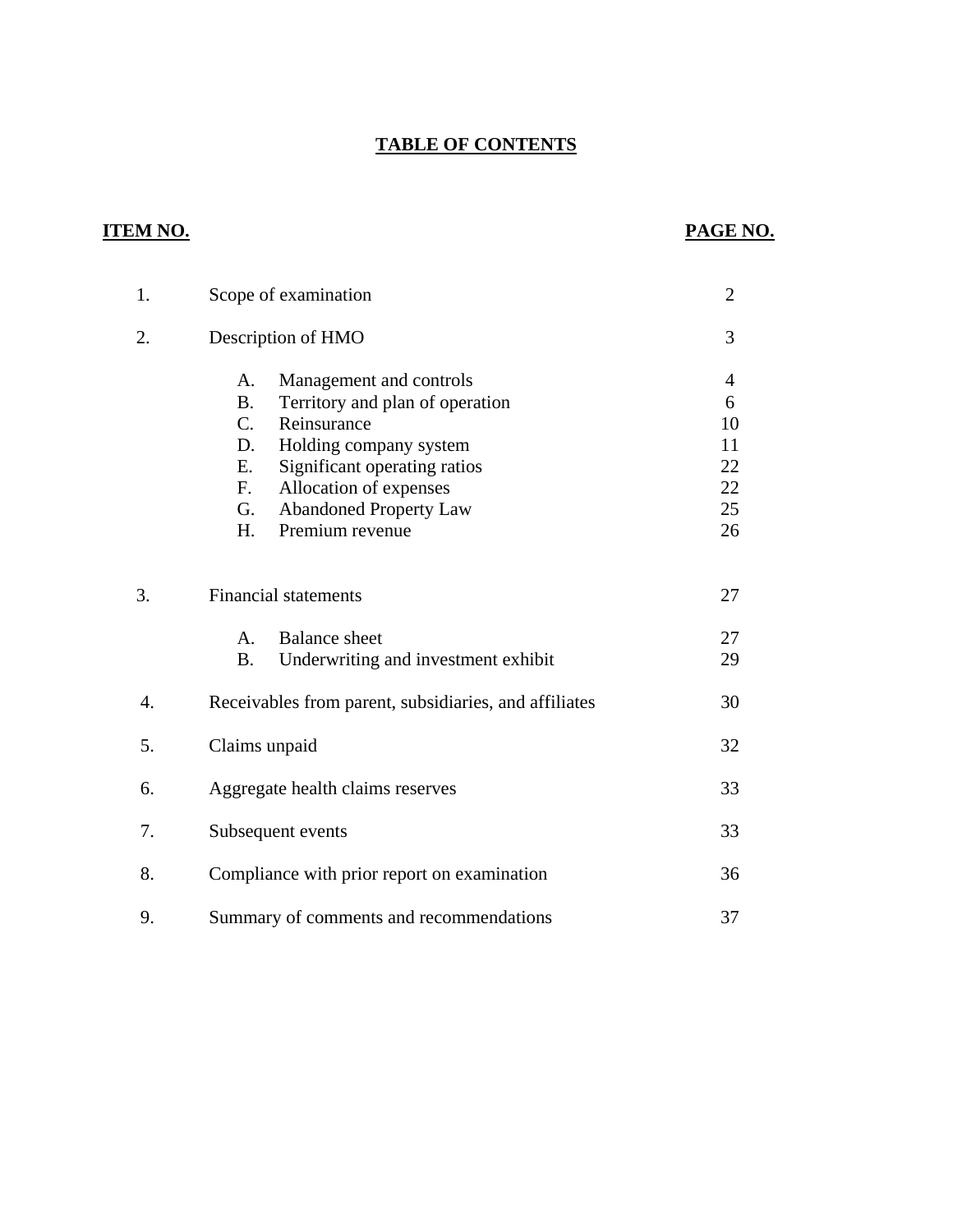# TABLE OF CONTENTS

| ITEM NO. | | PAGE NO. |
|---|---|---|
| 1. | Scope of examination | 2 |
| 2. | Description of HMO | 3 |
| | A. Management and controls | 4 |
| | B. Territory and plan of operation | 6 |
| | C. Reinsurance | 10 |
| | D. Holding company system | 11 |
| | E. Significant operating ratios | 22 |
| | F. Allocation of expenses | 22 |
| | G. Abandoned Property Law | 25 |
| | H. Premium revenue | 26 |
| 3. | Financial statements | 27 |
| | A. Balance sheet | 27 |
| | B. Underwriting and investment exhibit | 29 |
| 4. | Receivables from parent, subsidiaries, and affiliates | 30 |
| 5. | Claims unpaid | 32 |
| 6. | Aggregate health claims reserves | 33 |
| 7. | Subsequent events | 33 |
| 8. | Compliance with prior report on examination | 36 |
| 9. | Summary of comments and recommendations | 37 |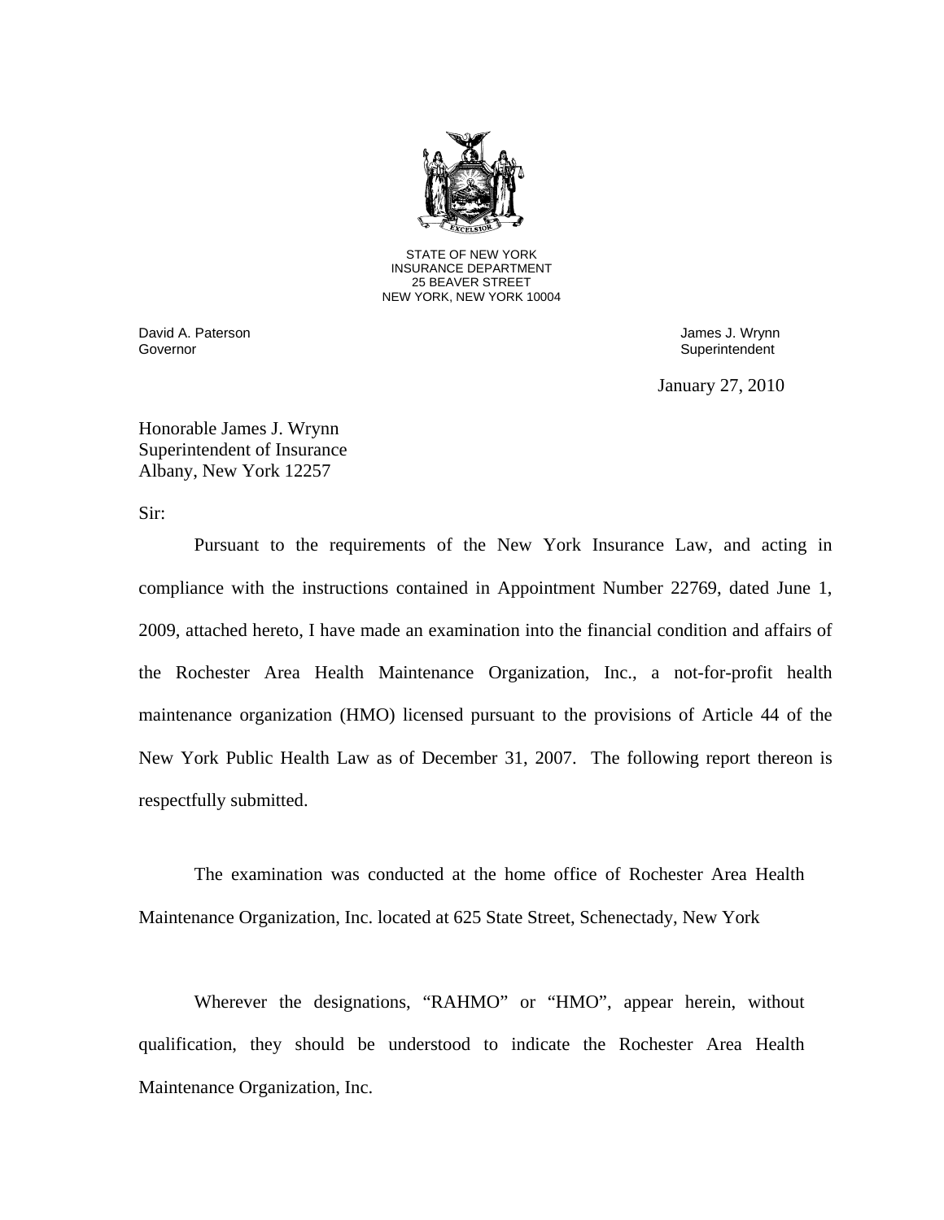STATE OF NEW YORK
INSURANCE DEPARTMENT
25 BEAVER STREET
NEW YORK, NEW YORK 10004

David A. Paterson
Governor

James J. Wrynn
Superintendent

January 27, 2010

Honorable James J. Wrynn
Superintendent of Insurance
Albany, New York 12257

Sir:

Pursuant to the requirements of the New York Insurance Law, and acting in compliance with the instructions contained in Appointment Number 22769, dated June 1, 2009, attached hereto, I have made an examination into the financial condition and affairs of the Rochester Area Health Maintenance Organization, Inc., a not-for-profit health maintenance organization (HMO) licensed pursuant to the provisions of Article 44 of the New York Public Health Law as of December 31, 2007. The following report thereon is respectfully submitted.

The examination was conducted at the home office of Rochester Area Health Maintenance Organization, Inc. located at 625 State Street, Schenectady, New York

Wherever the designations, "RAHMO" or "HMO", appear herein, without qualification, they should be understood to indicate the Rochester Area Health Maintenance Organization, Inc.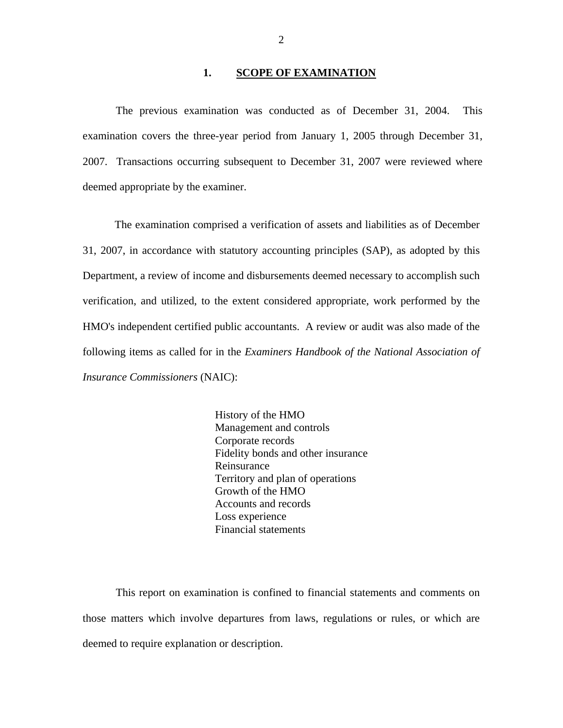## 1. SCOPE OF EXAMINATION

The previous examination was conducted as of December 31, 2004. This examination covers the three-year period from January 1, 2005 through December 31, 2007. Transactions occurring subsequent to December 31, 2007 were reviewed where deemed appropriate by the examiner.

The examination comprised a verification of assets and liabilities as of December 31, 2007, in accordance with statutory accounting principles (SAP), as adopted by this Department, a review of income and disbursements deemed necessary to accomplish such verification, and utilized, to the extent considered appropriate, work performed by the HMO's independent certified public accountants. A review or audit was also made of the following items as called for in the *Examiners Handbook of the National Association of Insurance Commissioners* (NAIC):

- History of the HMO
- Management and controls
- Corporate records
- Fidelity bonds and other insurance
- Reinsurance
- Territory and plan of operations
- Growth of the HMO
- Accounts and records
- Loss experience
- Financial statements

This report on examination is confined to financial statements and comments on those matters which involve departures from laws, regulations or rules, or which are deemed to require explanation or description.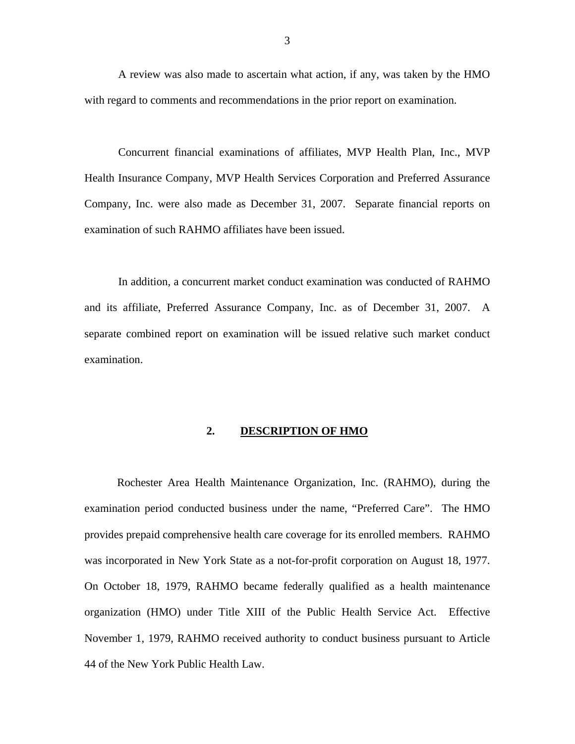A review was also made to ascertain what action, if any, was taken by the HMO with regard to comments and recommendations in the prior report on examination.

Concurrent financial examinations of affiliates, MVP Health Plan, Inc., MVP Health Insurance Company, MVP Health Services Corporation and Preferred Assurance Company, Inc. were also made as December 31, 2007. Separate financial reports on examination of such RAHMO affiliates have been issued.

In addition, a concurrent market conduct examination was conducted of RAHMO and its affiliate, Preferred Assurance Company, Inc. as of December 31, 2007. A separate combined report on examination will be issued relative such market conduct examination.

## 2. DESCRIPTION OF HMO

Rochester Area Health Maintenance Organization, Inc. (RAHMO), during the examination period conducted business under the name, "Preferred Care". The HMO provides prepaid comprehensive health care coverage for its enrolled members. RAHMO was incorporated in New York State as a not-for-profit corporation on August 18, 1977. On October 18, 1979, RAHMO became federally qualified as a health maintenance organization (HMO) under Title XIII of the Public Health Service Act. Effective November 1, 1979, RAHMO received authority to conduct business pursuant to Article 44 of the New York Public Health Law.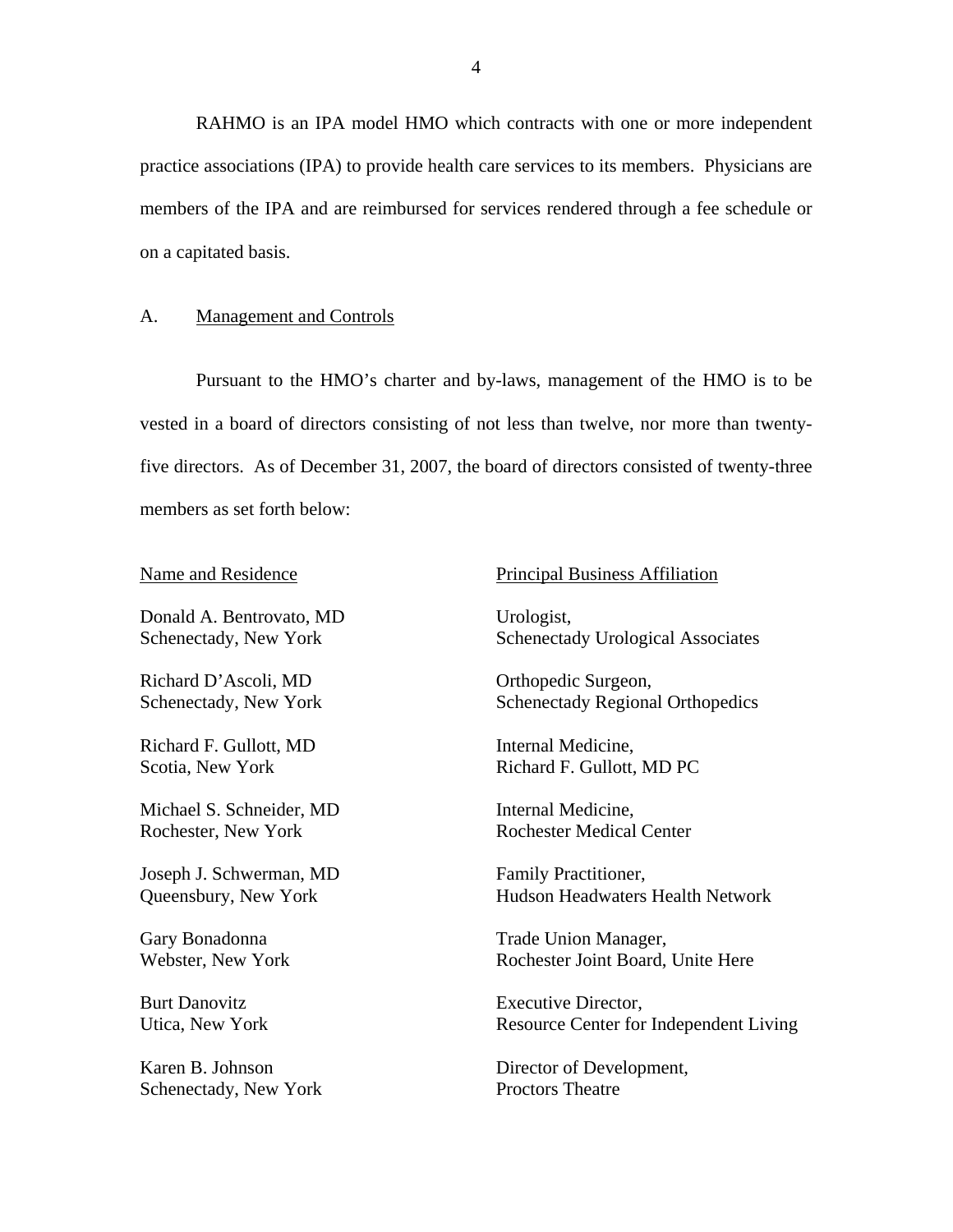RAHMO is an IPA model HMO which contracts with one or more independent practice associations (IPA) to provide health care services to its members. Physicians are members of the IPA and are reimbursed for services rendered through a fee schedule or on a capitated basis.

## A. Management and Controls

Pursuant to the HMO's charter and by-laws, management of the HMO is to be vested in a board of directors consisting of not less than twelve, nor more than twenty-five directors. As of December 31, 2007, the board of directors consisted of twenty-three members as set forth below:

| Name and Residence | Principal Business Affiliation |
|---|---|
| Donald A. Bentrovato, MD<br>Schenectady, New York | Urologist,<br>Schenectady Urological Associates |
| Richard D'Ascoli, MD<br>Schenectady, New York | Orthopedic Surgeon,<br>Schenectady Regional Orthopedics |
| Richard F. Gullott, MD<br>Scotia, New York | Internal Medicine,<br>Richard F. Gullott, MD PC |
| Michael S. Schneider, MD<br>Rochester, New York | Internal Medicine,<br>Rochester Medical Center |
| Joseph J. Schwerman, MD<br>Queensbury, New York | Family Practitioner,<br>Hudson Headwaters Health Network |
| Gary Bonadonna<br>Webster, New York | Trade Union Manager,<br>Rochester Joint Board, Unite Here |
| Burt Danovitz<br>Utica, New York | Executive Director,<br>Resource Center for Independent Living |
| Karen B. Johnson<br>Schenectady, New York | Director of Development,<br>Proctors Theatre |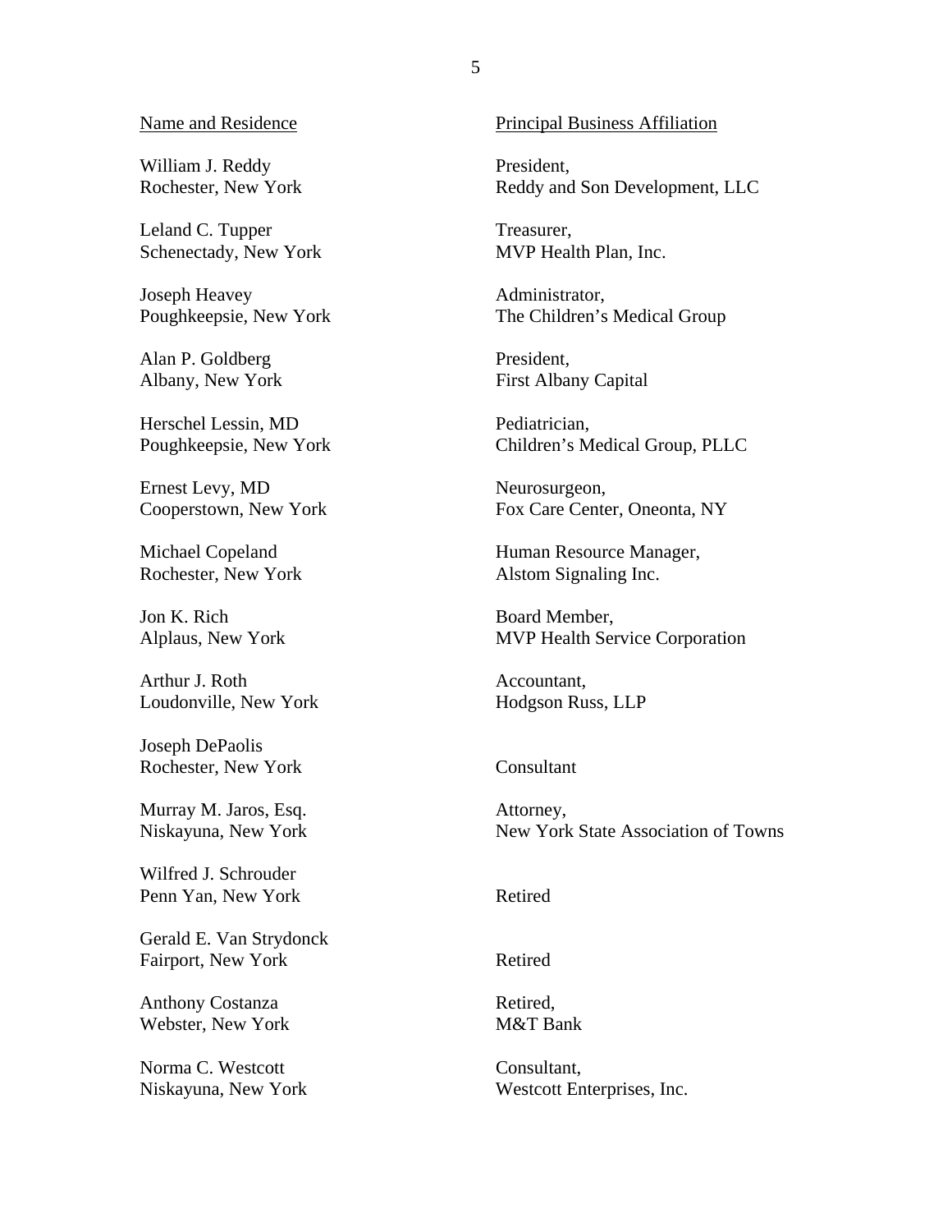| Name and Residence | Principal Business Affiliation |
| --- | --- |
| William J. Reddy<br>Rochester, New York | President,<br>Reddy and Son Development, LLC |
| Leland C. Tupper<br>Schenectady, New York | Treasurer,<br>MVP Health Plan, Inc. |
| Joseph Heavey<br>Poughkeepsie, New York | Administrator,<br>The Children's Medical Group |
| Alan P. Goldberg<br>Albany, New York | President,<br>First Albany Capital |
| Herschel Lessin, MD<br>Poughkeepsie, New York | Pediatrician,<br>Children's Medical Group, PLLC |
| Ernest Levy, MD<br>Cooperstown, New York | Neurosurgeon,<br>Fox Care Center, Oneonta, NY |
| Michael Copeland<br>Rochester, New York | Human Resource Manager,<br>Alstom Signaling Inc. |
| Jon K. Rich<br>Alplaus, New York | Board Member,<br>MVP Health Service Corporation |
| Arthur J. Roth<br>Loudonville, New York | Accountant,<br>Hodgson Russ, LLP |
| Joseph DePaolis<br>Rochester, New York | Consultant |
| Murray M. Jaros, Esq.<br>Niskayuna, New York | Attorney,<br>New York State Association of Towns |
| Wilfred J. Schrouder<br>Penn Yan, New York | Retired |
| Gerald E. Van Strydonck<br>Fairport, New York | Retired |
| Anthony Costanza<br>Webster, New York | Retired,<br>M&T Bank |
| Norma C. Westcott<br>Niskayuna, New York | Consultant,<br>Westcott Enterprises, Inc. |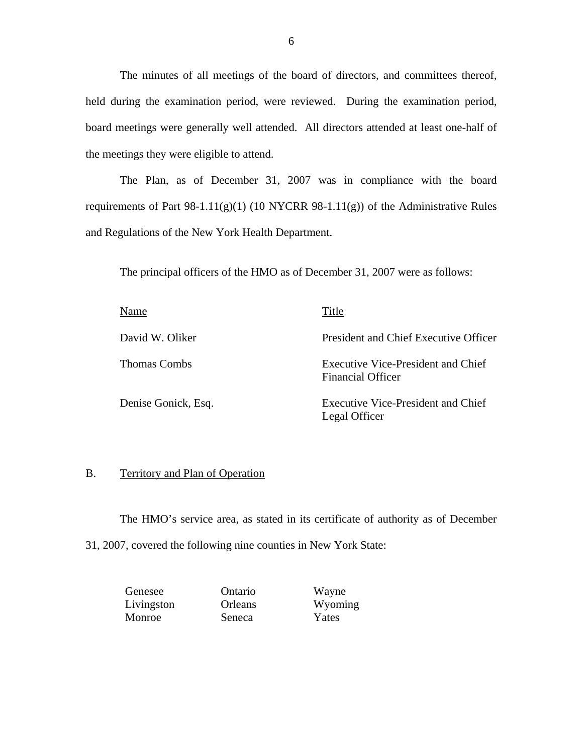The minutes of all meetings of the board of directors, and committees thereof, held during the examination period, were reviewed. During the examination period, board meetings were generally well attended. All directors attended at least one-half of the meetings they were eligible to attend.

The Plan, as of December 31, 2007 was in compliance with the board requirements of Part 98-1.11(g)(1) (10 NYCRR 98-1.11(g)) of the Administrative Rules and Regulations of the New York Health Department.

The principal officers of the HMO as of December 31, 2007 were as follows:

| Name | Title |
|---|---|
| David W. Oliker | President and Chief Executive Officer |
| Thomas Combs | Executive Vice-President and Chief Financial Officer |
| Denise Gonick, Esq. | Executive Vice-President and Chief Legal Officer |

## B. Territory and Plan of Operation

The HMO's service area, as stated in its certificate of authority as of December 31, 2007, covered the following nine counties in New York State:

| | | |
|---|---|---|
| Genesee | Ontario | Wayne |
| Livingston | Orleans | Wyoming |
| Monroe | Seneca | Yates |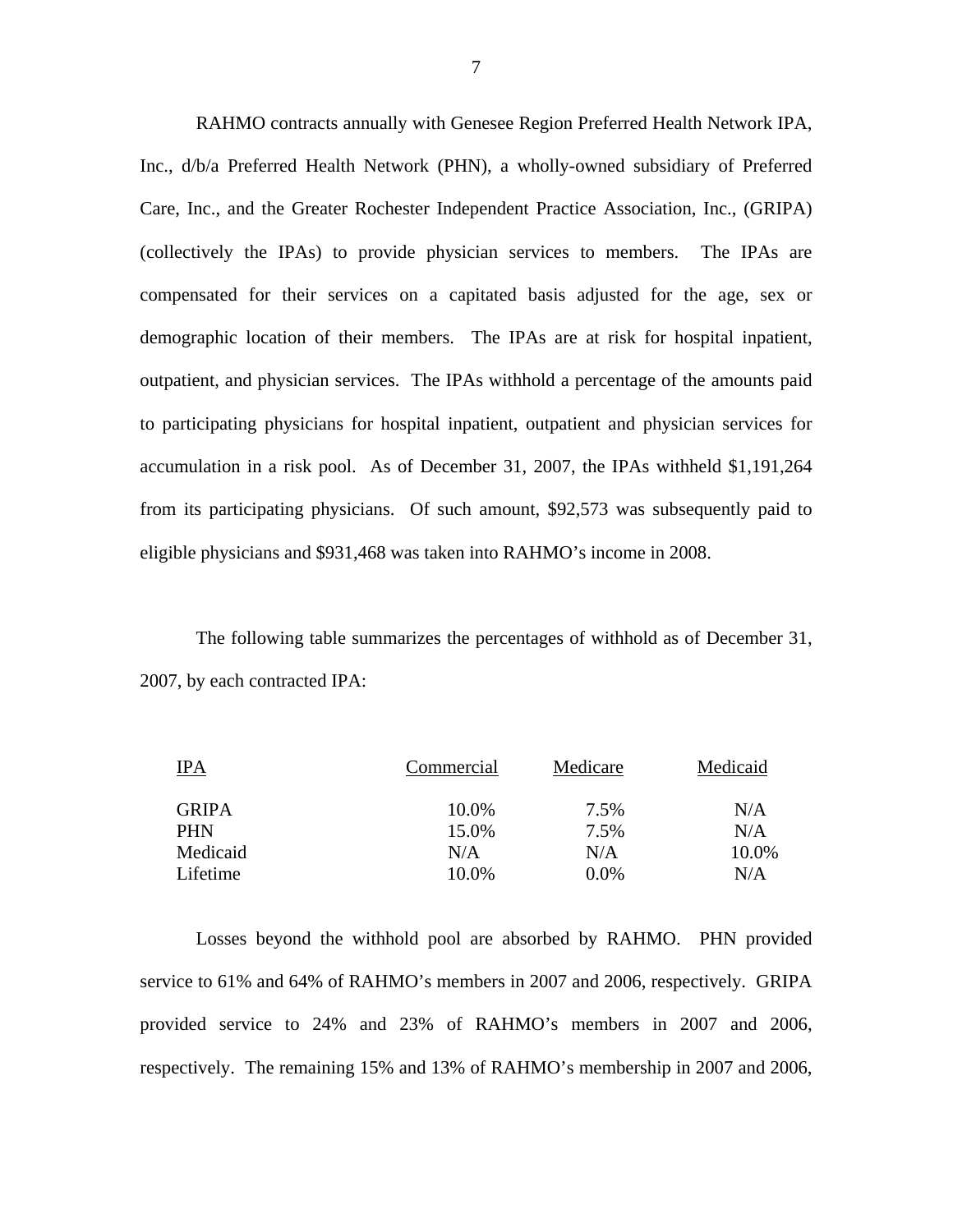RAHMO contracts annually with Genesee Region Preferred Health Network IPA, Inc., d/b/a Preferred Health Network (PHN), a wholly-owned subsidiary of Preferred Care, Inc., and the Greater Rochester Independent Practice Association, Inc., (GRIPA) (collectively the IPAs) to provide physician services to members. The IPAs are compensated for their services on a capitated basis adjusted for the age, sex or demographic location of their members. The IPAs are at risk for hospital inpatient, outpatient, and physician services. The IPAs withhold a percentage of the amounts paid to participating physicians for hospital inpatient, outpatient and physician services for accumulation in a risk pool. As of December 31, 2007, the IPAs withheld $1,191,264 from its participating physicians. Of such amount, $92,573 was subsequently paid to eligible physicians and $931,468 was taken into RAHMO's income in 2008.

The following table summarizes the percentages of withhold as of December 31, 2007, by each contracted IPA:

| IPA | Commercial | Medicare | Medicaid |
|---|---|---|---|
| GRIPA | 10.0% | 7.5% | N/A |
| PHN | 15.0% | 7.5% | N/A |
| Medicaid | N/A | N/A | 10.0% |
| Lifetime | 10.0% | 0.0% | N/A |

Losses beyond the withhold pool are absorbed by RAHMO. PHN provided service to 61% and 64% of RAHMO's members in 2007 and 2006, respectively. GRIPA provided service to 24% and 23% of RAHMO's members in 2007 and 2006, respectively. The remaining 15% and 13% of RAHMO's membership in 2007 and 2006,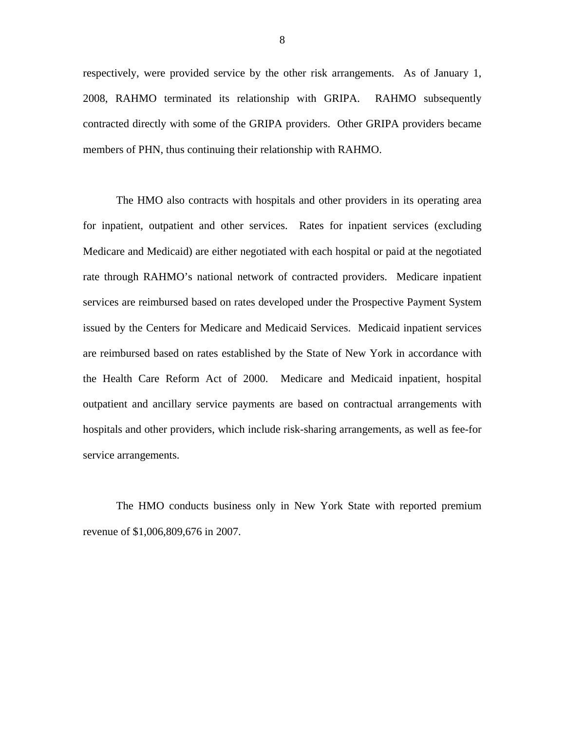respectively, were provided service by the other risk arrangements. As of January 1, 2008, RAHMO terminated its relationship with GRIPA. RAHMO subsequently contracted directly with some of the GRIPA providers. Other GRIPA providers became members of PHN, thus continuing their relationship with RAHMO.

The HMO also contracts with hospitals and other providers in its operating area for inpatient, outpatient and other services. Rates for inpatient services (excluding Medicare and Medicaid) are either negotiated with each hospital or paid at the negotiated rate through RAHMO's national network of contracted providers. Medicare inpatient services are reimbursed based on rates developed under the Prospective Payment System issued by the Centers for Medicare and Medicaid Services. Medicaid inpatient services are reimbursed based on rates established by the State of New York in accordance with the Health Care Reform Act of 2000. Medicare and Medicaid inpatient, hospital outpatient and ancillary service payments are based on contractual arrangements with hospitals and other providers, which include risk-sharing arrangements, as well as fee-for service arrangements.

The HMO conducts business only in New York State with reported premium revenue of $1,006,809,676 in 2007.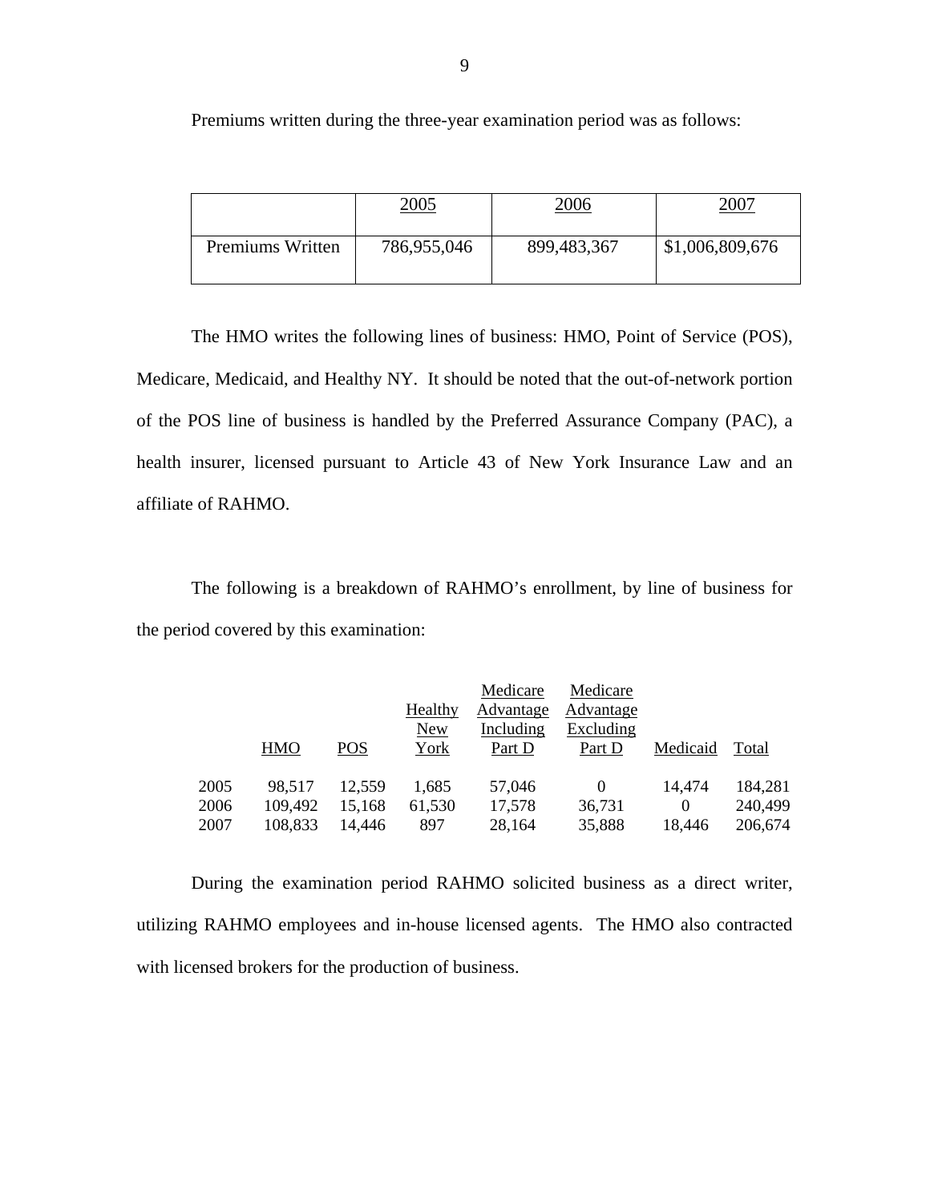Premiums written during the three-year examination period was as follows:

| | 2005 | 2006 | 2007 |
|---|---|---|---|
| Premiums Written | 786,955,046 | 899,483,367 | $1,006,809,676 |

The HMO writes the following lines of business: HMO, Point of Service (POS), Medicare, Medicaid, and Healthy NY. It should be noted that the out-of-network portion of the POS line of business is handled by the Preferred Assurance Company (PAC), a health insurer, licensed pursuant to Article 43 of New York Insurance Law and an affiliate of RAHMO.

The following is a breakdown of RAHMO's enrollment, by line of business for the period covered by this examination:

| | HMO | POS | Healthy New York | Medicare Advantage Including Part D | Medicare Advantage Excluding Part D | Medicaid | Total |
|---|---|---|---|---|---|---|---|
| 2005 | 98,517 | 12,559 | 1,685 | 57,046 | 0 | 14,474 | 184,281 |
| 2006 | 109,492 | 15,168 | 61,530 | 17,578 | 36,731 | 0 | 240,499 |
| 2007 | 108,833 | 14,446 | 897 | 28,164 | 35,888 | 18,446 | 206,674 |

During the examination period RAHMO solicited business as a direct writer, utilizing RAHMO employees and in-house licensed agents. The HMO also contracted with licensed brokers for the production of business.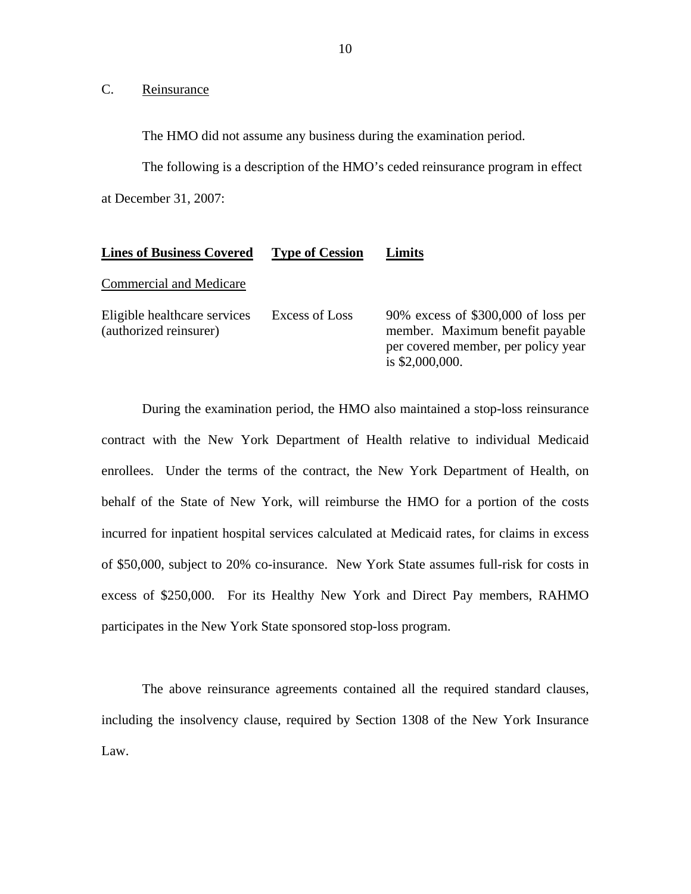## C. Reinsurance

The HMO did not assume any business during the examination period.

The following is a description of the HMO's ceded reinsurance program in effect at December 31, 2007:

| Lines of Business Covered | Type of Cession | Limits |
|---|---|---|
| Commercial and Medicare | | |
| Eligible healthcare services (authorized reinsurer) | Excess of Loss | 90% excess of $300,000 of loss per member. Maximum benefit payable per covered member, per policy year is $2,000,000. |

During the examination period, the HMO also maintained a stop-loss reinsurance contract with the New York Department of Health relative to individual Medicaid enrollees. Under the terms of the contract, the New York Department of Health, on behalf of the State of New York, will reimburse the HMO for a portion of the costs incurred for inpatient hospital services calculated at Medicaid rates, for claims in excess of $50,000, subject to 20% co-insurance. New York State assumes full-risk for costs in excess of $250,000. For its Healthy New York and Direct Pay members, RAHMO participates in the New York State sponsored stop-loss program.

The above reinsurance agreements contained all the required standard clauses, including the insolvency clause, required by Section 1308 of the New York Insurance Law.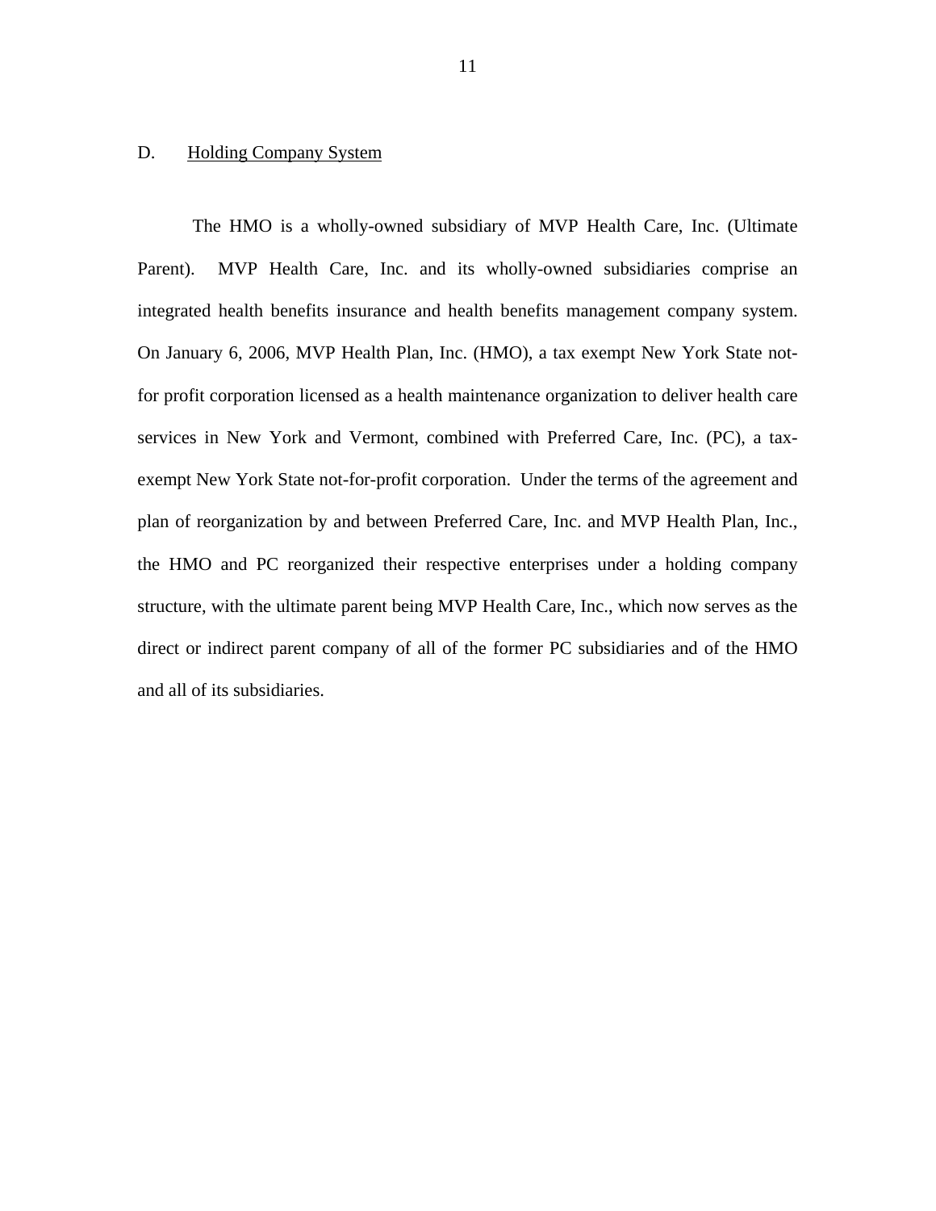## D. <u>Holding Company System</u>

The HMO is a wholly-owned subsidiary of MVP Health Care, Inc. (Ultimate Parent). MVP Health Care, Inc. and its wholly-owned subsidiaries comprise an integrated health benefits insurance and health benefits management company system. On January 6, 2006, MVP Health Plan, Inc. (HMO), a tax exempt New York State not-for profit corporation licensed as a health maintenance organization to deliver health care services in New York and Vermont, combined with Preferred Care, Inc. (PC), a tax-exempt New York State not-for-profit corporation. Under the terms of the agreement and plan of reorganization by and between Preferred Care, Inc. and MVP Health Plan, Inc., the HMO and PC reorganized their respective enterprises under a holding company structure, with the ultimate parent being MVP Health Care, Inc., which now serves as the direct or indirect parent company of all of the former PC subsidiaries and of the HMO and all of its subsidiaries.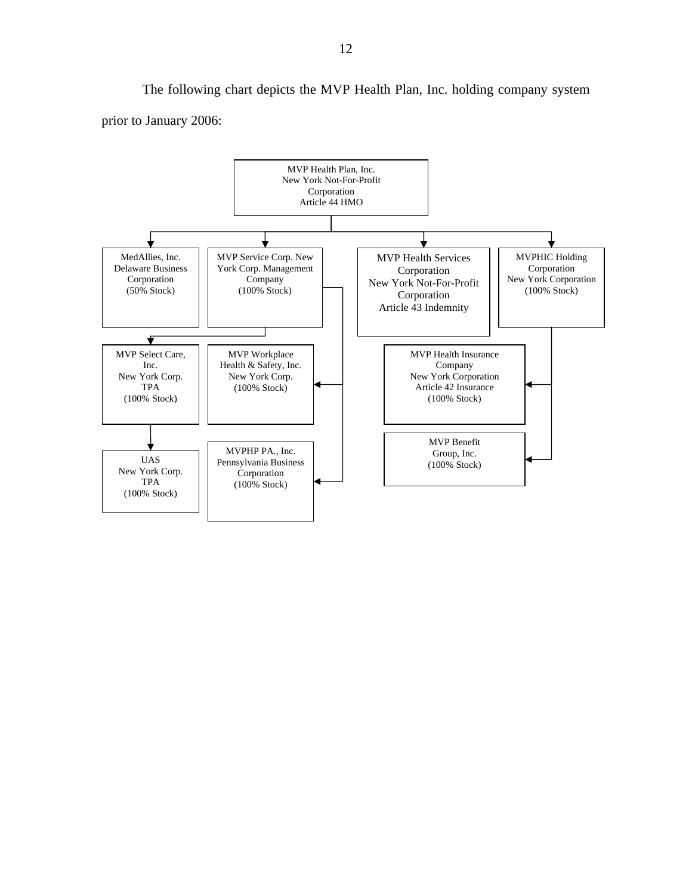The following chart depicts the MVP Health Plan, Inc. holding company system prior to January 2006:

- **MVP Health Plan, Inc.**
  New York Not-For-Profit Corporation
  Article 44 HMO
  - **MedAllies, Inc.**
    Delaware Business Corporation
    (50% Stock)
  - **MVP Service Corp. New York Corp. Management Company**
    (100% Stock)
    - **MVP Select Care, Inc.**
      New York Corp.
      TPA
      (100% Stock)
      - **UAS**
        New York Corp.
        TPA
        (100% Stock)
    - **MVP Workplace Health & Safety, Inc.**
      New York Corp.
      (100% Stock)
    - **MVPHP PA., Inc.**
      Pennsylvania Business Corporation
      (100% Stock)
  - **MVP Health Services Corporation**
    New York Not-For-Profit Corporation
    Article 43 Indemnity
  - **MVPHIC Holding Corporation**
    New York Corporation
    (100% Stock)
    - **MVP Health Insurance Company**
      New York Corporation
      Article 42 Insurance
      (100% Stock)
    - **MVP Benefit Group, Inc.**
      (100% Stock)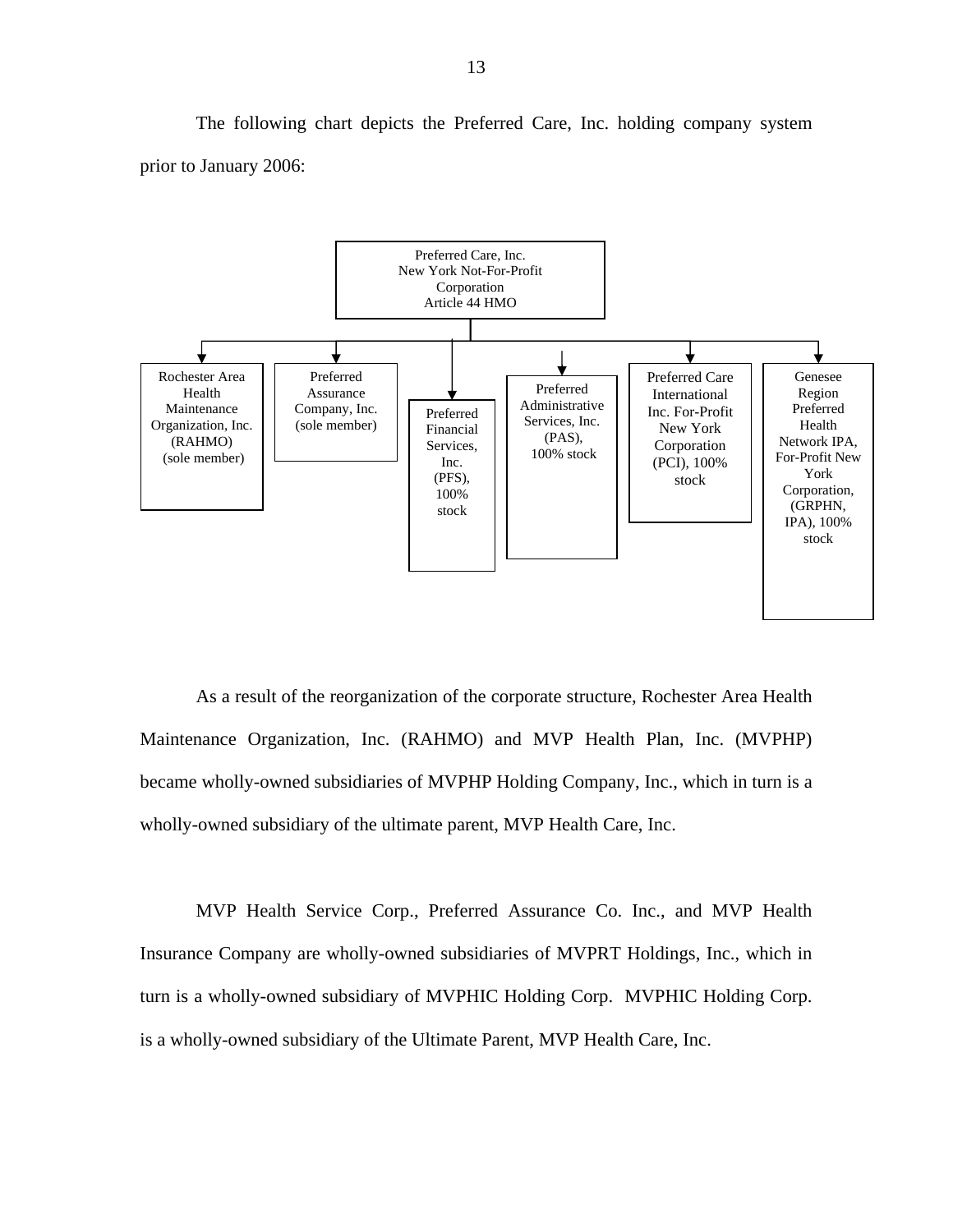The following chart depicts the Preferred Care, Inc. holding company system prior to January 2006:

Preferred Care, Inc.
New York Not-For-Profit Corporation
Article 44 HMO

- Rochester Area Health Maintenance Organization, Inc. (RAHMO) (sole member)
- Preferred Assurance Company, Inc. (sole member)
- Preferred Financial Services, Inc. (PFS), 100% stock
- Preferred Administrative Services, Inc. (PAS), 100% stock
- Preferred Care International Inc. For-Profit New York Corporation (PCI), 100% stock
- Genesee Region Preferred Health Network IPA, For-Profit New York Corporation, (GRPHN, IPA), 100% stock

As a result of the reorganization of the corporate structure, Rochester Area Health Maintenance Organization, Inc. (RAHMO) and MVP Health Plan, Inc. (MVPHP) became wholly-owned subsidiaries of MVPHP Holding Company, Inc., which in turn is a wholly-owned subsidiary of the ultimate parent, MVP Health Care, Inc.

MVP Health Service Corp., Preferred Assurance Co. Inc., and MVP Health Insurance Company are wholly-owned subsidiaries of MVPRT Holdings, Inc., which in turn is a wholly-owned subsidiary of MVPHIC Holding Corp. MVPHIC Holding Corp. is a wholly-owned subsidiary of the Ultimate Parent, MVP Health Care, Inc.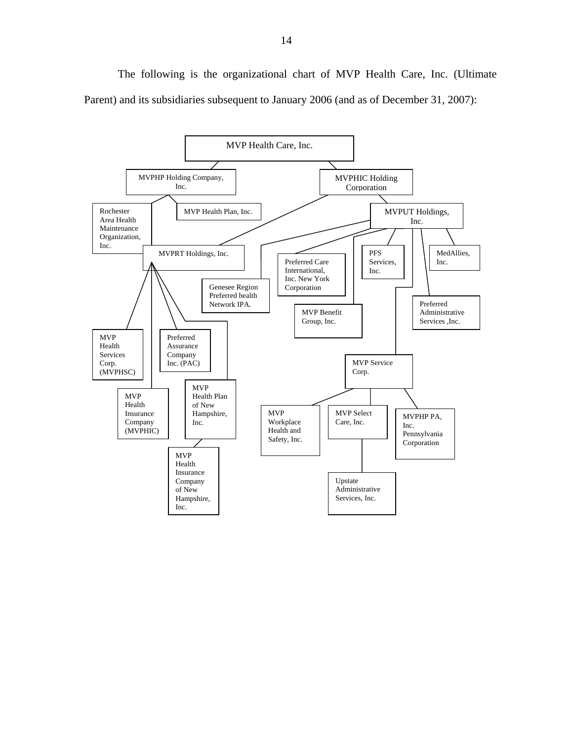The following is the organizational chart of MVP Health Care, Inc. (Ultimate Parent) and its subsidiaries subsequent to January 2006 (and as of December 31, 2007):

- MVP Health Care, Inc.
  - MVPHP Holding Company, Inc.
    - Rochester Area Health Maintenance Organization, Inc.
    - MVP Health Plan, Inc.
  - MVPHIC Holding Corporation
    - MVPRT Holdings, Inc.
      - MVP Health Services Corp. (MVPHSC)
      - MVP Health Insurance Company (MVPHIC)
      - Preferred Assurance Company Inc. (PAC)
      - MVP Health Plan of New Hampshire, Inc.
        - MVP Health Insurance Company of New Hampshire, Inc.
    - MVPUT Holdings, Inc.
      - Genesee Region Preferred health Network IPA.
      - Preferred Care International, Inc. New York Corporation
      - MVP Benefit Group, Inc.
      - PFS Services, Inc.
      - MVP Service Corp.
        - MVP Workplace Health and Safety, Inc.
        - MVP Select Care, Inc.
          - Upstate Administrative Services, Inc.
        - MVPHP PA, Inc. Pennsylvania Corporation
      - Preferred Administrative Services ,Inc.
      - MedAllies, Inc.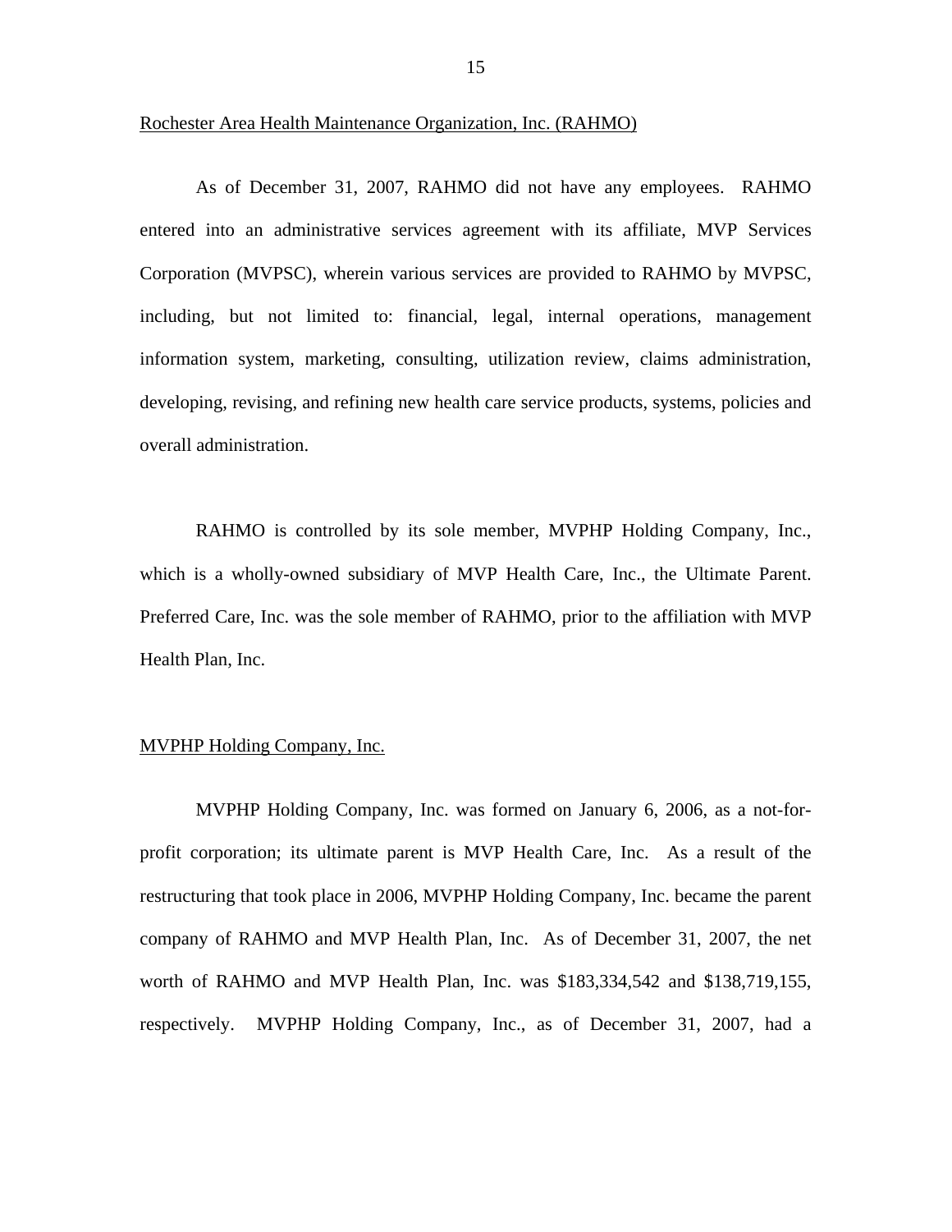Rochester Area Health Maintenance Organization, Inc. (RAHMO)

As of December 31, 2007, RAHMO did not have any employees. RAHMO entered into an administrative services agreement with its affiliate, MVP Services Corporation (MVPSC), wherein various services are provided to RAHMO by MVPSC, including, but not limited to: financial, legal, internal operations, management information system, marketing, consulting, utilization review, claims administration, developing, revising, and refining new health care service products, systems, policies and overall administration.

RAHMO is controlled by its sole member, MVPHP Holding Company, Inc., which is a wholly-owned subsidiary of MVP Health Care, Inc., the Ultimate Parent. Preferred Care, Inc. was the sole member of RAHMO, prior to the affiliation with MVP Health Plan, Inc.

MVPHP Holding Company, Inc.

MVPHP Holding Company, Inc. was formed on January 6, 2006, as a not-for-profit corporation; its ultimate parent is MVP Health Care, Inc. As a result of the restructuring that took place in 2006, MVPHP Holding Company, Inc. became the parent company of RAHMO and MVP Health Plan, Inc. As of December 31, 2007, the net worth of RAHMO and MVP Health Plan, Inc. was $183,334,542 and $138,719,155, respectively. MVPHP Holding Company, Inc., as of December 31, 2007, had a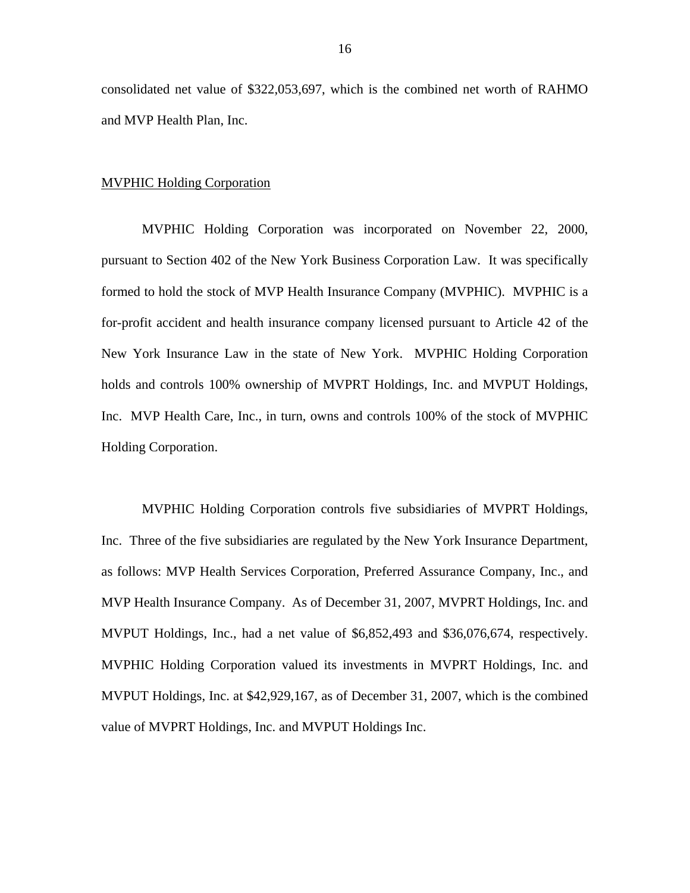consolidated net value of $322,053,697, which is the combined net worth of RAHMO and MVP Health Plan, Inc.

MVPHIC Holding Corporation

MVPHIC Holding Corporation was incorporated on November 22, 2000, pursuant to Section 402 of the New York Business Corporation Law. It was specifically formed to hold the stock of MVP Health Insurance Company (MVPHIC). MVPHIC is a for-profit accident and health insurance company licensed pursuant to Article 42 of the New York Insurance Law in the state of New York. MVPHIC Holding Corporation holds and controls 100% ownership of MVPRT Holdings, Inc. and MVPUT Holdings, Inc. MVP Health Care, Inc., in turn, owns and controls 100% of the stock of MVPHIC Holding Corporation.

MVPHIC Holding Corporation controls five subsidiaries of MVPRT Holdings, Inc. Three of the five subsidiaries are regulated by the New York Insurance Department, as follows: MVP Health Services Corporation, Preferred Assurance Company, Inc., and MVP Health Insurance Company. As of December 31, 2007, MVPRT Holdings, Inc. and MVPUT Holdings, Inc., had a net value of $6,852,493 and $36,076,674, respectively. MVPHIC Holding Corporation valued its investments in MVPRT Holdings, Inc. and MVPUT Holdings, Inc. at $42,929,167, as of December 31, 2007, which is the combined value of MVPRT Holdings, Inc. and MVPUT Holdings Inc.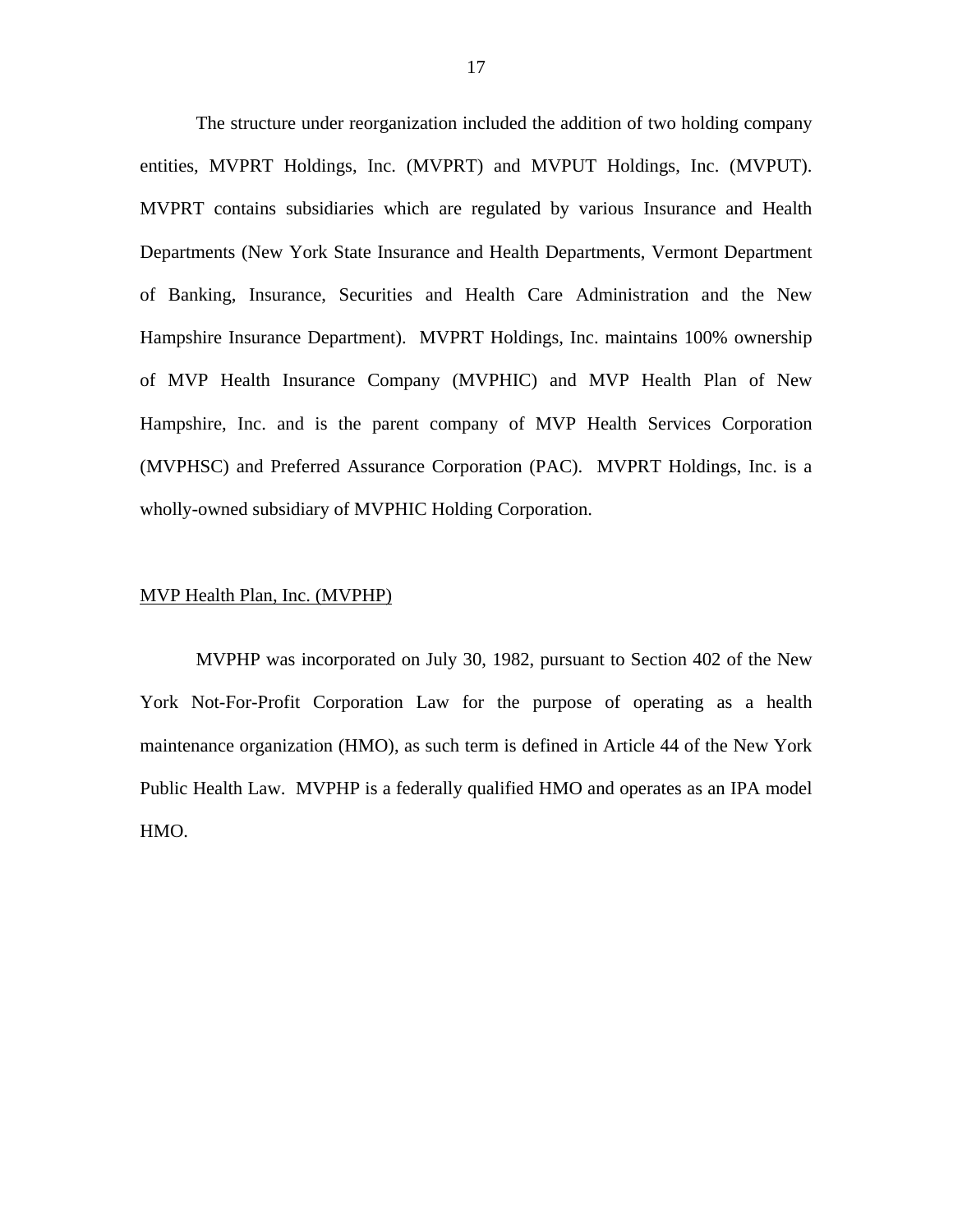The structure under reorganization included the addition of two holding company entities, MVPRT Holdings, Inc. (MVPRT) and MVPUT Holdings, Inc. (MVPUT). MVPRT contains subsidiaries which are regulated by various Insurance and Health Departments (New York State Insurance and Health Departments, Vermont Department of Banking, Insurance, Securities and Health Care Administration and the New Hampshire Insurance Department). MVPRT Holdings, Inc. maintains 100% ownership of MVP Health Insurance Company (MVPHIC) and MVP Health Plan of New Hampshire, Inc. and is the parent company of MVP Health Services Corporation (MVPHSC) and Preferred Assurance Corporation (PAC). MVPRT Holdings, Inc. is a wholly-owned subsidiary of MVPHIC Holding Corporation.

<u>MVP Health Plan, Inc. (MVPHP)</u>

MVPHP was incorporated on July 30, 1982, pursuant to Section 402 of the New York Not-For-Profit Corporation Law for the purpose of operating as a health maintenance organization (HMO), as such term is defined in Article 44 of the New York Public Health Law. MVPHP is a federally qualified HMO and operates as an IPA model HMO.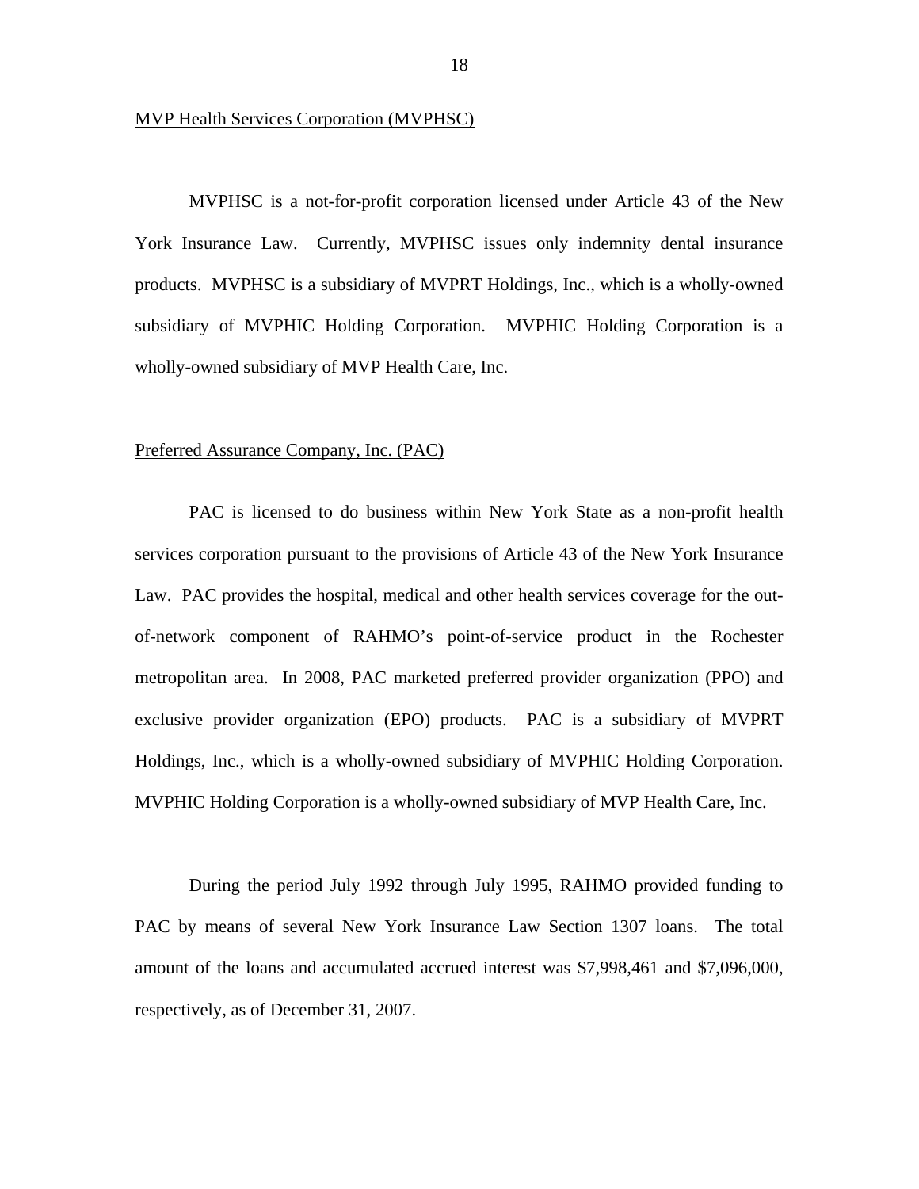<u>MVP Health Services Corporation (MVPHSC)</u>

MVPHSC is a not-for-profit corporation licensed under Article 43 of the New York Insurance Law. Currently, MVPHSC issues only indemnity dental insurance products. MVPHSC is a subsidiary of MVPRT Holdings, Inc., which is a wholly-owned subsidiary of MVPHIC Holding Corporation. MVPHIC Holding Corporation is a wholly-owned subsidiary of MVP Health Care, Inc.

<u>Preferred Assurance Company, Inc. (PAC)</u>

PAC is licensed to do business within New York State as a non-profit health services corporation pursuant to the provisions of Article 43 of the New York Insurance Law. PAC provides the hospital, medical and other health services coverage for the out-of-network component of RAHMO's point-of-service product in the Rochester metropolitan area. In 2008, PAC marketed preferred provider organization (PPO) and exclusive provider organization (EPO) products. PAC is a subsidiary of MVPRT Holdings, Inc., which is a wholly-owned subsidiary of MVPHIC Holding Corporation. MVPHIC Holding Corporation is a wholly-owned subsidiary of MVP Health Care, Inc.

During the period July 1992 through July 1995, RAHMO provided funding to PAC by means of several New York Insurance Law Section 1307 loans. The total amount of the loans and accumulated accrued interest was $7,998,461 and $7,096,000, respectively, as of December 31, 2007.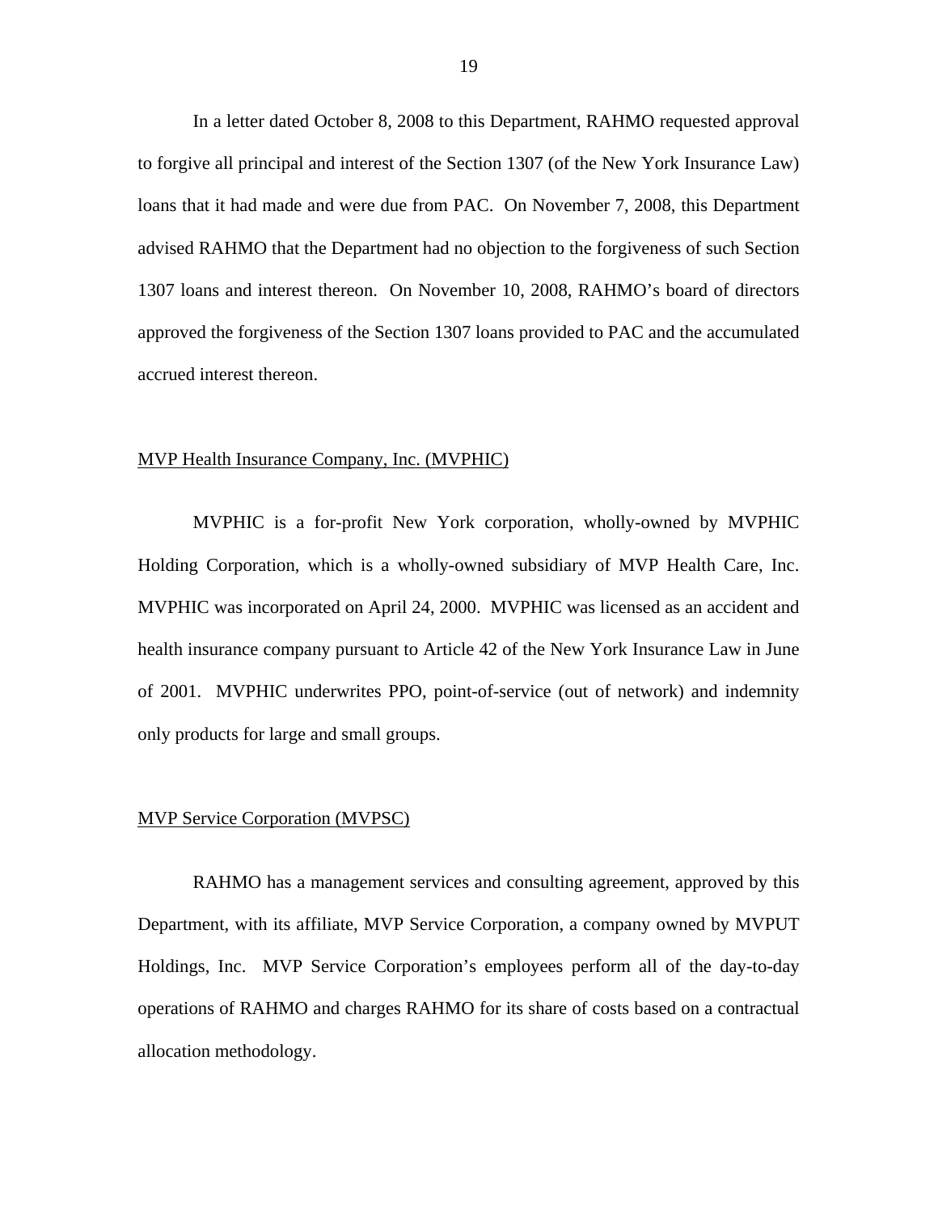In a letter dated October 8, 2008 to this Department, RAHMO requested approval to forgive all principal and interest of the Section 1307 (of the New York Insurance Law) loans that it had made and were due from PAC. On November 7, 2008, this Department advised RAHMO that the Department had no objection to the forgiveness of such Section 1307 loans and interest thereon. On November 10, 2008, RAHMO's board of directors approved the forgiveness of the Section 1307 loans provided to PAC and the accumulated accrued interest thereon.

MVP Health Insurance Company, Inc. (MVPHIC)

MVPHIC is a for-profit New York corporation, wholly-owned by MVPHIC Holding Corporation, which is a wholly-owned subsidiary of MVP Health Care, Inc. MVPHIC was incorporated on April 24, 2000. MVPHIC was licensed as an accident and health insurance company pursuant to Article 42 of the New York Insurance Law in June of 2001. MVPHIC underwrites PPO, point-of-service (out of network) and indemnity only products for large and small groups.

MVP Service Corporation (MVPSC)

RAHMO has a management services and consulting agreement, approved by this Department, with its affiliate, MVP Service Corporation, a company owned by MVPUT Holdings, Inc. MVP Service Corporation's employees perform all of the day-to-day operations of RAHMO and charges RAHMO for its share of costs based on a contractual allocation methodology.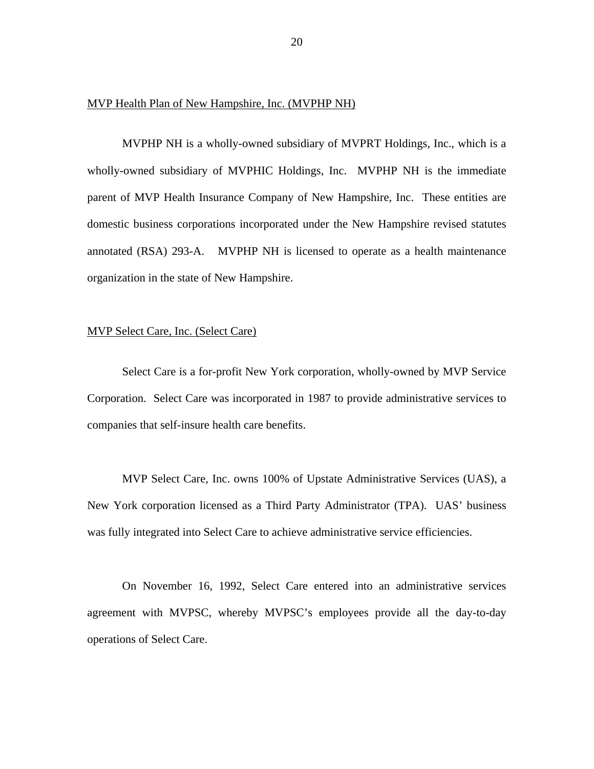<u>MVP Health Plan of New Hampshire, Inc. (MVPHP NH)</u>

MVPHP NH is a wholly-owned subsidiary of MVPRT Holdings, Inc., which is a wholly-owned subsidiary of MVPHIC Holdings, Inc. MVPHP NH is the immediate parent of MVP Health Insurance Company of New Hampshire, Inc. These entities are domestic business corporations incorporated under the New Hampshire revised statutes annotated (RSA) 293-A. MVPHP NH is licensed to operate as a health maintenance organization in the state of New Hampshire.

<u>MVP Select Care, Inc. (Select Care)</u>

Select Care is a for-profit New York corporation, wholly-owned by MVP Service Corporation. Select Care was incorporated in 1987 to provide administrative services to companies that self-insure health care benefits.

MVP Select Care, Inc. owns 100% of Upstate Administrative Services (UAS), a New York corporation licensed as a Third Party Administrator (TPA). UAS' business was fully integrated into Select Care to achieve administrative service efficiencies.

On November 16, 1992, Select Care entered into an administrative services agreement with MVPSC, whereby MVPSC's employees provide all the day-to-day operations of Select Care.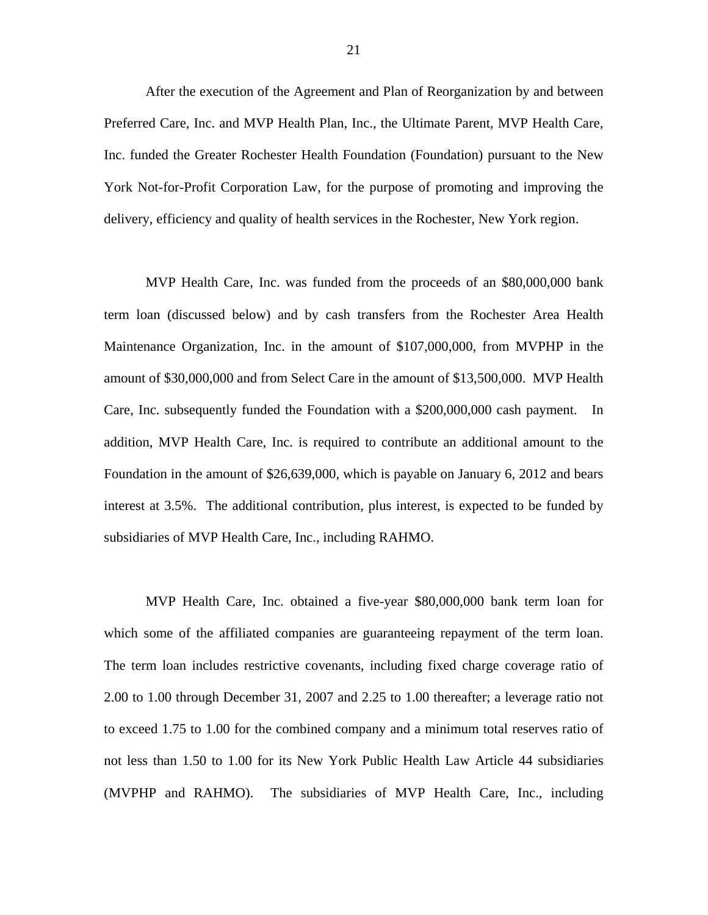After the execution of the Agreement and Plan of Reorganization by and between Preferred Care, Inc. and MVP Health Plan, Inc., the Ultimate Parent, MVP Health Care, Inc. funded the Greater Rochester Health Foundation (Foundation) pursuant to the New York Not-for-Profit Corporation Law, for the purpose of promoting and improving the delivery, efficiency and quality of health services in the Rochester, New York region.

MVP Health Care, Inc. was funded from the proceeds of an $80,000,000 bank term loan (discussed below) and by cash transfers from the Rochester Area Health Maintenance Organization, Inc. in the amount of $107,000,000, from MVPHP in the amount of $30,000,000 and from Select Care in the amount of $13,500,000. MVP Health Care, Inc. subsequently funded the Foundation with a $200,000,000 cash payment. In addition, MVP Health Care, Inc. is required to contribute an additional amount to the Foundation in the amount of $26,639,000, which is payable on January 6, 2012 and bears interest at 3.5%. The additional contribution, plus interest, is expected to be funded by subsidiaries of MVP Health Care, Inc., including RAHMO.

MVP Health Care, Inc. obtained a five-year $80,000,000 bank term loan for which some of the affiliated companies are guaranteeing repayment of the term loan. The term loan includes restrictive covenants, including fixed charge coverage ratio of 2.00 to 1.00 through December 31, 2007 and 2.25 to 1.00 thereafter; a leverage ratio not to exceed 1.75 to 1.00 for the combined company and a minimum total reserves ratio of not less than 1.50 to 1.00 for its New York Public Health Law Article 44 subsidiaries (MVPHP and RAHMO). The subsidiaries of MVP Health Care, Inc., including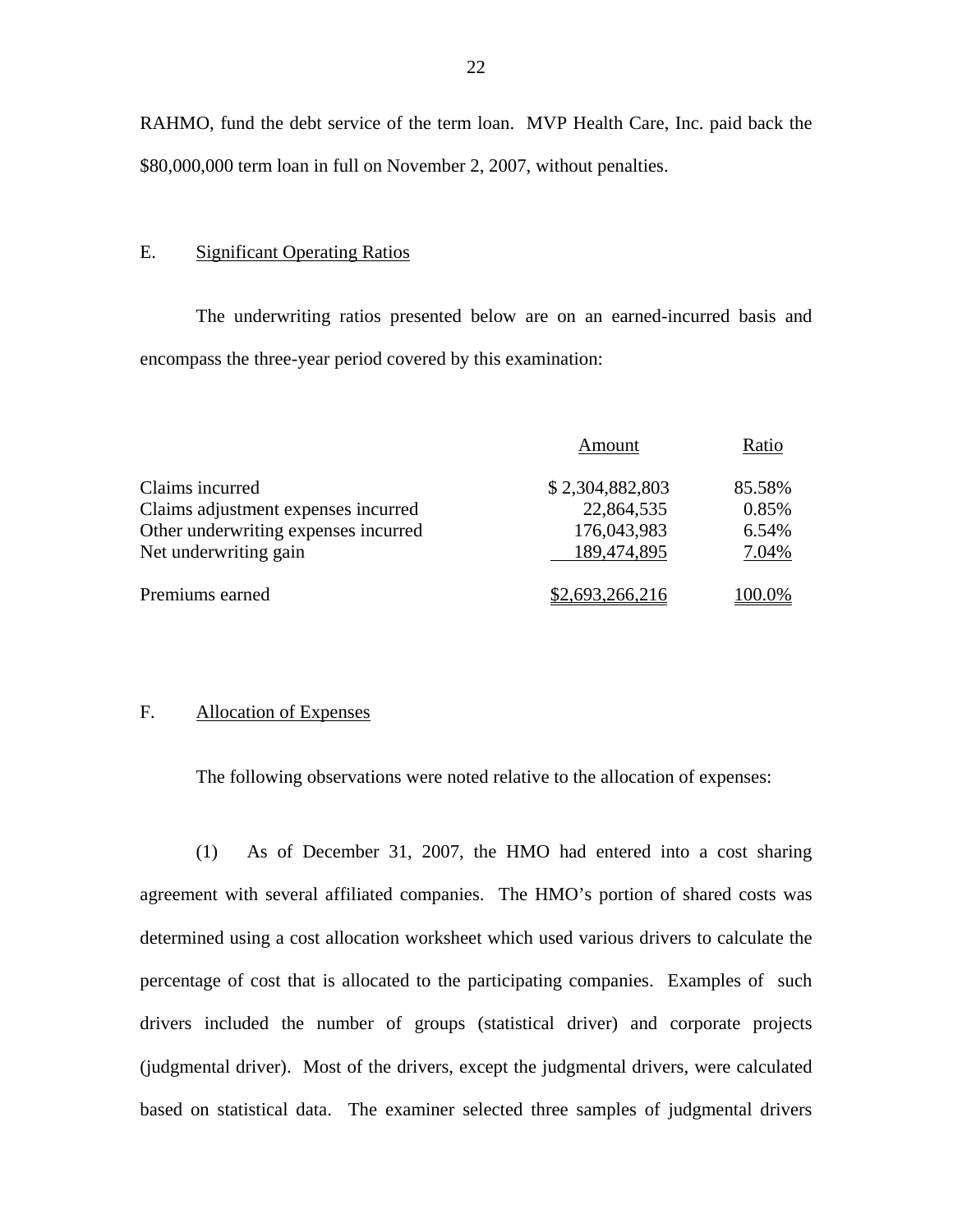RAHMO, fund the debt service of the term loan. MVP Health Care, Inc. paid back the $80,000,000 term loan in full on November 2, 2007, without penalties.

## E. Significant Operating Ratios

The underwriting ratios presented below are on an earned-incurred basis and encompass the three-year period covered by this examination:

| | Amount | Ratio |
|---|---|---|
| Claims incurred | $ 2,304,882,803 | 85.58% |
| Claims adjustment expenses incurred | 22,864,535 | 0.85% |
| Other underwriting expenses incurred | 176,043,983 | 6.54% |
| Net underwriting gain | 189,474,895 | 7.04% |
| Premiums earned | $2,693,266,216 | 100.0% |

## F. Allocation of Expenses

The following observations were noted relative to the allocation of expenses:

(1) As of December 31, 2007, the HMO had entered into a cost sharing agreement with several affiliated companies. The HMO's portion of shared costs was determined using a cost allocation worksheet which used various drivers to calculate the percentage of cost that is allocated to the participating companies. Examples of such drivers included the number of groups (statistical driver) and corporate projects (judgmental driver). Most of the drivers, except the judgmental drivers, were calculated based on statistical data. The examiner selected three samples of judgmental drivers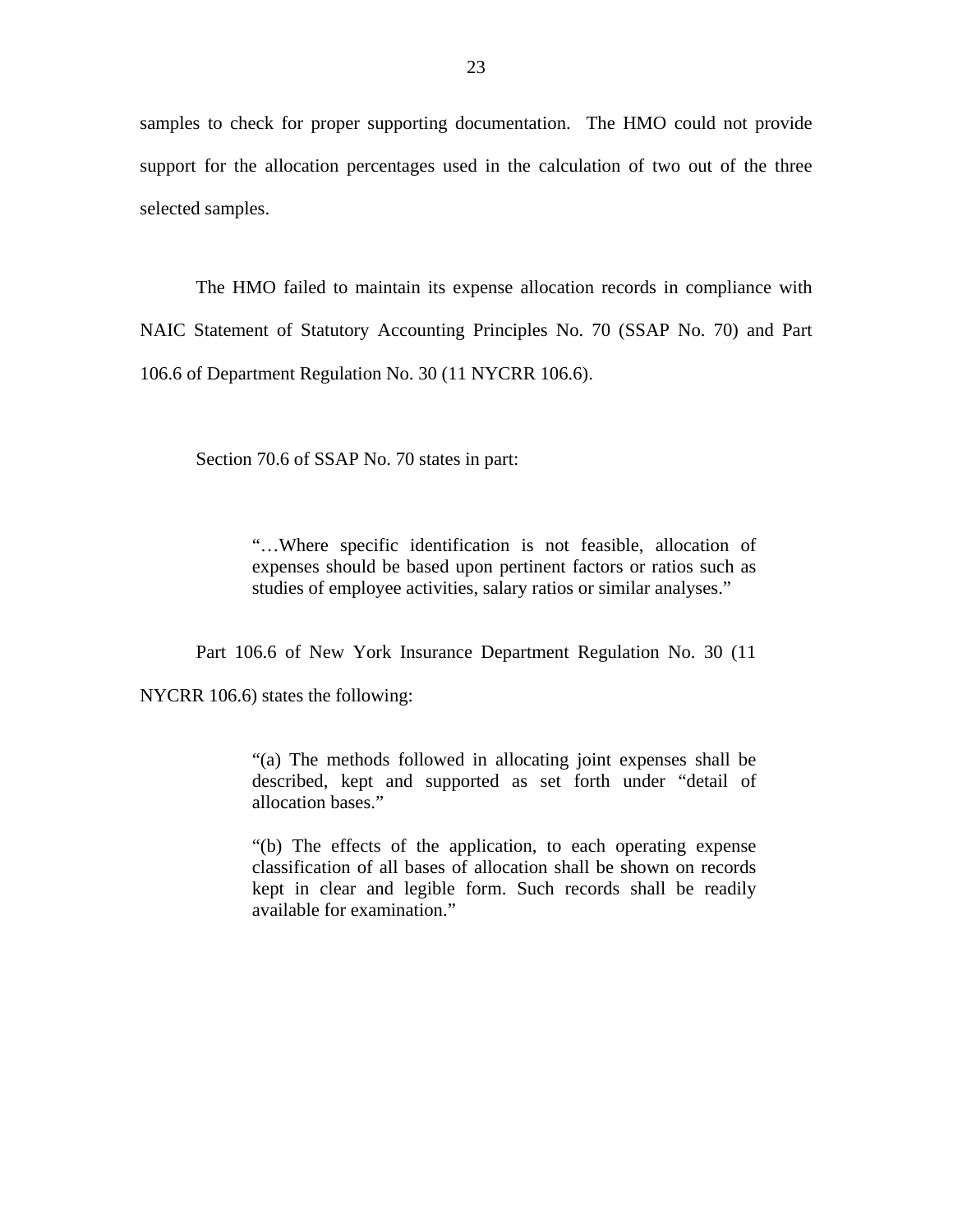samples to check for proper supporting documentation. The HMO could not provide support for the allocation percentages used in the calculation of two out of the three selected samples.

The HMO failed to maintain its expense allocation records in compliance with NAIC Statement of Statutory Accounting Principles No. 70 (SSAP No. 70) and Part 106.6 of Department Regulation No. 30 (11 NYCRR 106.6).

Section 70.6 of SSAP No. 70 states in part:

> "…Where specific identification is not feasible, allocation of expenses should be based upon pertinent factors or ratios such as studies of employee activities, salary ratios or similar analyses."

Part 106.6 of New York Insurance Department Regulation No. 30 (11 NYCRR 106.6) states the following:

> "(a) The methods followed in allocating joint expenses shall be described, kept and supported as set forth under "detail of allocation bases."
>
> "(b) The effects of the application, to each operating expense classification of all bases of allocation shall be shown on records kept in clear and legible form. Such records shall be readily available for examination."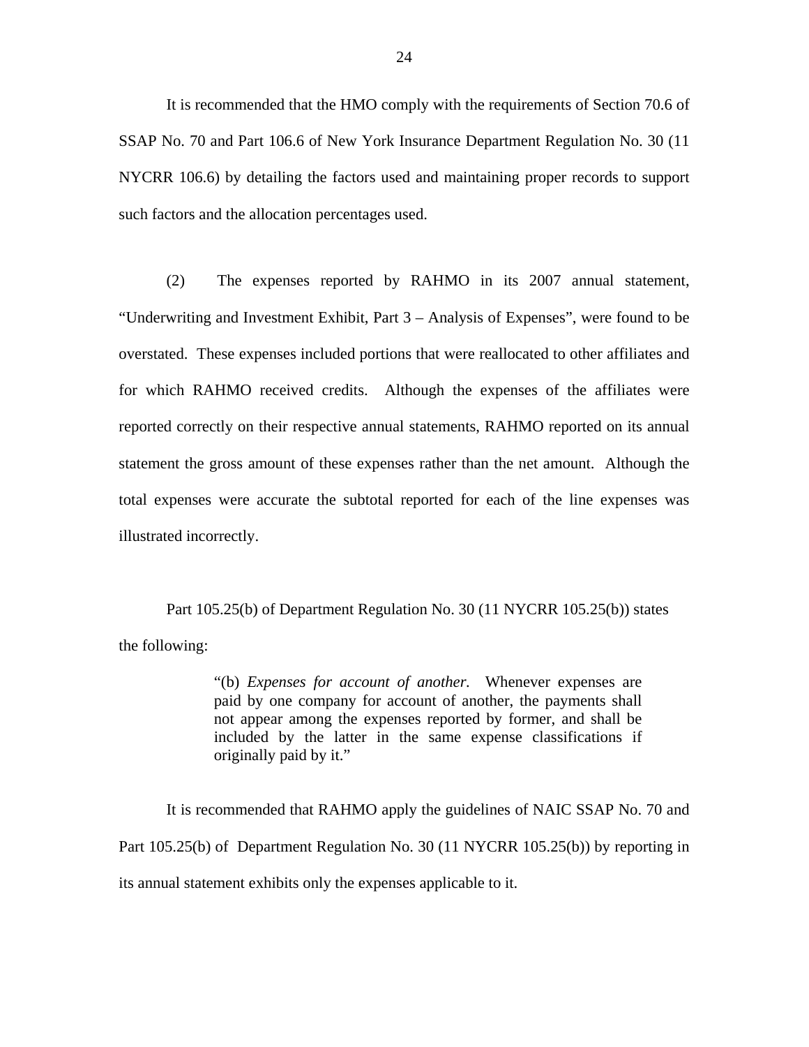It is recommended that the HMO comply with the requirements of Section 70.6 of SSAP No. 70 and Part 106.6 of New York Insurance Department Regulation No. 30 (11 NYCRR 106.6) by detailing the factors used and maintaining proper records to support such factors and the allocation percentages used.

(2) The expenses reported by RAHMO in its 2007 annual statement, "Underwriting and Investment Exhibit, Part 3 – Analysis of Expenses", were found to be overstated. These expenses included portions that were reallocated to other affiliates and for which RAHMO received credits. Although the expenses of the affiliates were reported correctly on their respective annual statements, RAHMO reported on its annual statement the gross amount of these expenses rather than the net amount. Although the total expenses were accurate the subtotal reported for each of the line expenses was illustrated incorrectly.

Part 105.25(b) of Department Regulation No. 30 (11 NYCRR 105.25(b)) states the following:

> "(b) *Expenses for account of another.* Whenever expenses are paid by one company for account of another, the payments shall not appear among the expenses reported by former, and shall be included by the latter in the same expense classifications if originally paid by it."

It is recommended that RAHMO apply the guidelines of NAIC SSAP No. 70 and Part 105.25(b) of Department Regulation No. 30 (11 NYCRR 105.25(b)) by reporting in its annual statement exhibits only the expenses applicable to it.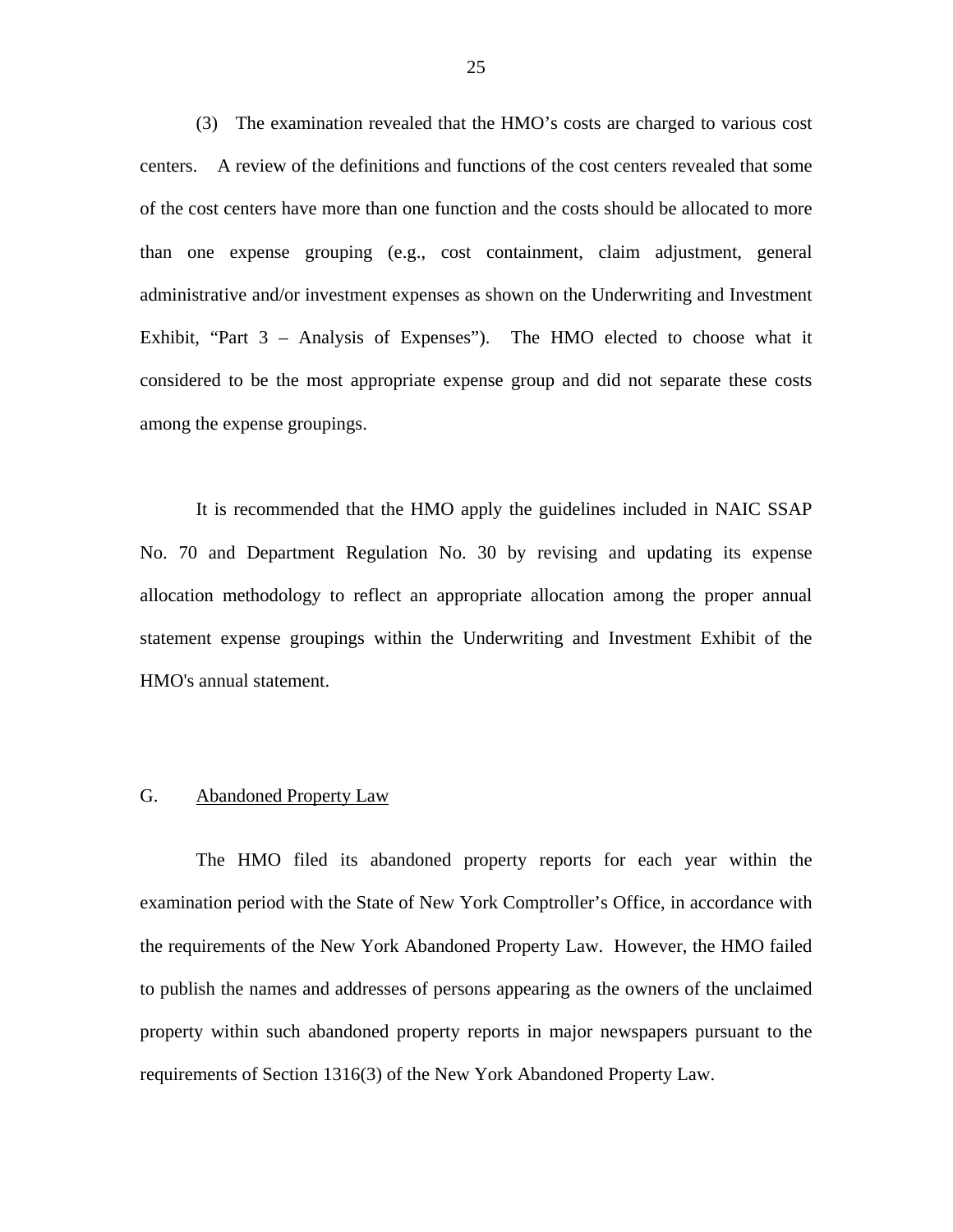(3) The examination revealed that the HMO's costs are charged to various cost centers. A review of the definitions and functions of the cost centers revealed that some of the cost centers have more than one function and the costs should be allocated to more than one expense grouping (e.g., cost containment, claim adjustment, general administrative and/or investment expenses as shown on the Underwriting and Investment Exhibit, "Part 3 – Analysis of Expenses"). The HMO elected to choose what it considered to be the most appropriate expense group and did not separate these costs among the expense groupings.

It is recommended that the HMO apply the guidelines included in NAIC SSAP No. 70 and Department Regulation No. 30 by revising and updating its expense allocation methodology to reflect an appropriate allocation among the proper annual statement expense groupings within the Underwriting and Investment Exhibit of the HMO's annual statement.

## G. Abandoned Property Law

The HMO filed its abandoned property reports for each year within the examination period with the State of New York Comptroller's Office, in accordance with the requirements of the New York Abandoned Property Law. However, the HMO failed to publish the names and addresses of persons appearing as the owners of the unclaimed property within such abandoned property reports in major newspapers pursuant to the requirements of Section 1316(3) of the New York Abandoned Property Law.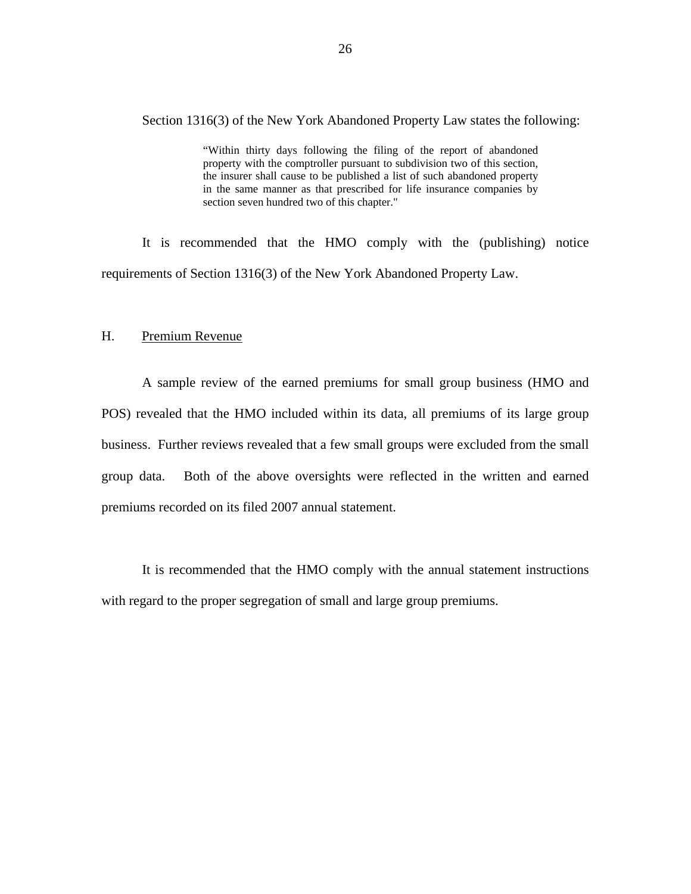Section 1316(3) of the New York Abandoned Property Law states the following:

> "Within thirty days following the filing of the report of abandoned property with the comptroller pursuant to subdivision two of this section, the insurer shall cause to be published a list of such abandoned property in the same manner as that prescribed for life insurance companies by section seven hundred two of this chapter."

It is recommended that the HMO comply with the (publishing) notice requirements of Section 1316(3) of the New York Abandoned Property Law.

## H. Premium Revenue

A sample review of the earned premiums for small group business (HMO and POS) revealed that the HMO included within its data, all premiums of its large group business. Further reviews revealed that a few small groups were excluded from the small group data. Both of the above oversights were reflected in the written and earned premiums recorded on its filed 2007 annual statement.

It is recommended that the HMO comply with the annual statement instructions with regard to the proper segregation of small and large group premiums.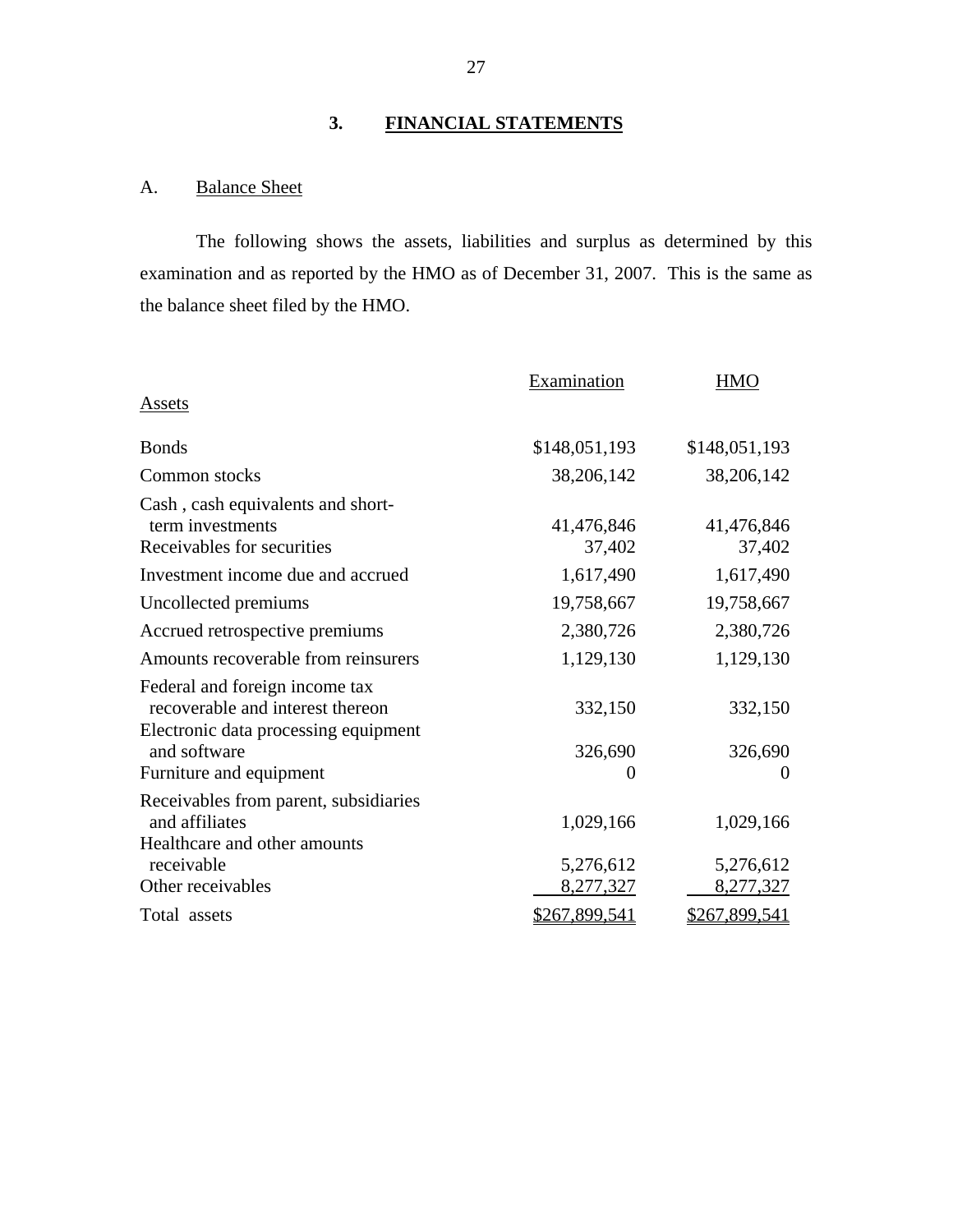## 3. FINANCIAL STATEMENTS

### A. Balance Sheet

The following shows the assets, liabilities and surplus as determined by this examination and as reported by the HMO as of December 31, 2007. This is the same as the balance sheet filed by the HMO.

| Assets | Examination | HMO |
|---|---|---|
| Bonds | $148,051,193 | $148,051,193 |
| Common stocks | 38,206,142 | 38,206,142 |
| Cash , cash equivalents and short-term investments | 41,476,846 | 41,476,846 |
| Receivables for securities | 37,402 | 37,402 |
| Investment income due and accrued | 1,617,490 | 1,617,490 |
| Uncollected premiums | 19,758,667 | 19,758,667 |
| Accrued retrospective premiums | 2,380,726 | 2,380,726 |
| Amounts recoverable from reinsurers | 1,129,130 | 1,129,130 |
| Federal and foreign income tax recoverable and interest thereon | 332,150 | 332,150 |
| Electronic data processing equipment and software | 326,690 | 326,690 |
| Furniture and equipment | 0 | 0 |
| Receivables from parent, subsidiaries and affiliates | 1,029,166 | 1,029,166 |
| Healthcare and other amounts receivable | 5,276,612 | 5,276,612 |
| Other receivables | 8,277,327 | 8,277,327 |
| Total assets | $267,899,541 | $267,899,541 |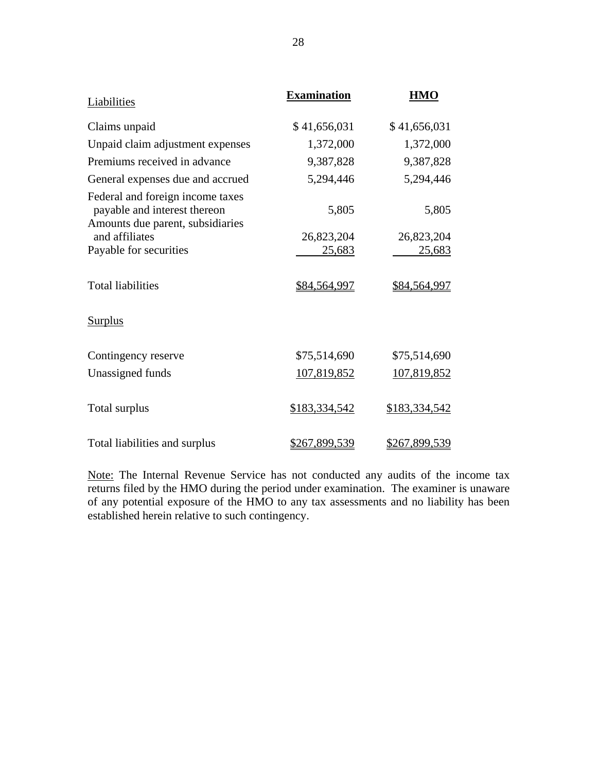| Liabilities | Examination | HMO |
|---|---|---|
| Claims unpaid | $ 41,656,031 | $ 41,656,031 |
| Unpaid claim adjustment expenses | 1,372,000 | 1,372,000 |
| Premiums received in advance | 9,387,828 | 9,387,828 |
| General expenses due and accrued | 5,294,446 | 5,294,446 |
| Federal and foreign income taxes payable and interest thereon | 5,805 | 5,805 |
| Amounts due parent, subsidiaries and affiliates | 26,823,204 | 26,823,204 |
| Payable for securities | 25,683 | 25,683 |
| Total liabilities | $84,564,997 | $84,564,997 |
| **Surplus** | | |
| Contingency reserve | $75,514,690 | $75,514,690 |
| Unassigned funds | 107,819,852 | 107,819,852 |
| Total surplus | $183,334,542 | $183,334,542 |
| Total liabilities and surplus | $267,899,539 | $267,899,539 |

Note: The Internal Revenue Service has not conducted any audits of the income tax returns filed by the HMO during the period under examination. The examiner is unaware of any potential exposure of the HMO to any tax assessments and no liability has been established herein relative to such contingency.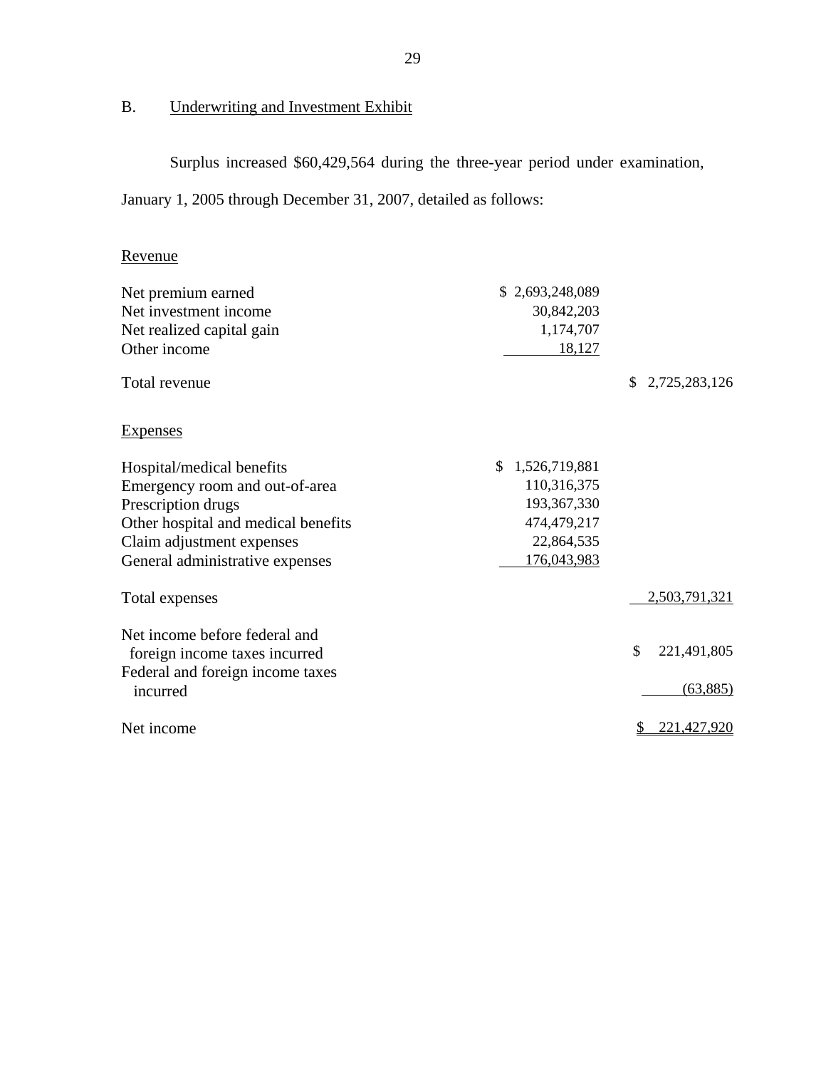## B. Underwriting and Investment Exhibit

Surplus increased $60,429,564 during the three-year period under examination, January 1, 2005 through December 31, 2007, detailed as follows:

| | | |
|---|---|---|
| **Revenue** | | |
| Net premium earned | $ 2,693,248,089 | |
| Net investment income | 30,842,203 | |
| Net realized capital gain | 1,174,707 | |
| Other income | 18,127 | |
| Total revenue | | $ 2,725,283,126 |
| **Expenses** | | |
| Hospital/medical benefits | $ 1,526,719,881 | |
| Emergency room and out-of-area | 110,316,375 | |
| Prescription drugs | 193,367,330 | |
| Other hospital and medical benefits | 474,479,217 | |
| Claim adjustment expenses | 22,864,535 | |
| General administrative expenses | 176,043,983 | |
| Total expenses | | 2,503,791,321 |
| Net income before federal and foreign income taxes incurred | | $ 221,491,805 |
| Federal and foreign income taxes incurred | | (63,885) |
| Net income | | $ 221,427,920 |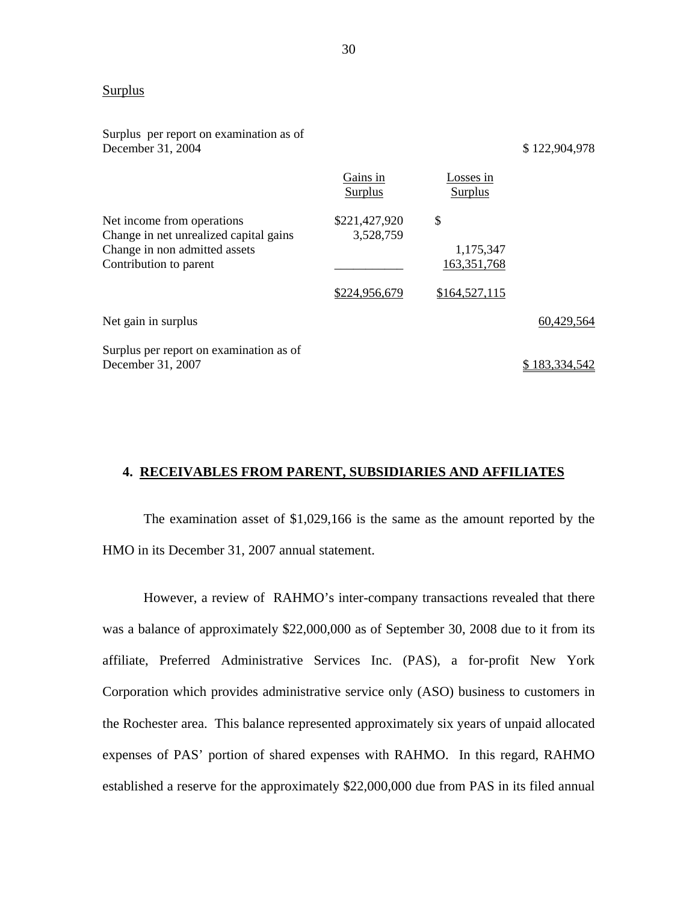Surplus

| | Gains in Surplus | Losses in Surplus | |
|---|---|---|---|
| Surplus per report on examination as of December 31, 2004 | | | $ 122,904,978 |
| Net income from operations | $221,427,920 | $ | |
| Change in net unrealized capital gains | 3,528,759 | | |
| Change in non admitted assets | | 1,175,347 | |
| Contribution to parent | ___________ | 163,351,768 | |
| | $224,956,679 | $164,527,115 | |
| Net gain in surplus | | | 60,429,564 |
| Surplus per report on examination as of December 31, 2007 | | | $ 183,334,542 |

## 4. RECEIVABLES FROM PARENT, SUBSIDIARIES AND AFFILIATES

The examination asset of $1,029,166 is the same as the amount reported by the HMO in its December 31, 2007 annual statement.

However, a review of RAHMO's inter-company transactions revealed that there was a balance of approximately $22,000,000 as of September 30, 2008 due to it from its affiliate, Preferred Administrative Services Inc. (PAS), a for-profit New York Corporation which provides administrative service only (ASO) business to customers in the Rochester area. This balance represented approximately six years of unpaid allocated expenses of PAS' portion of shared expenses with RAHMO. In this regard, RAHMO established a reserve for the approximately $22,000,000 due from PAS in its filed annual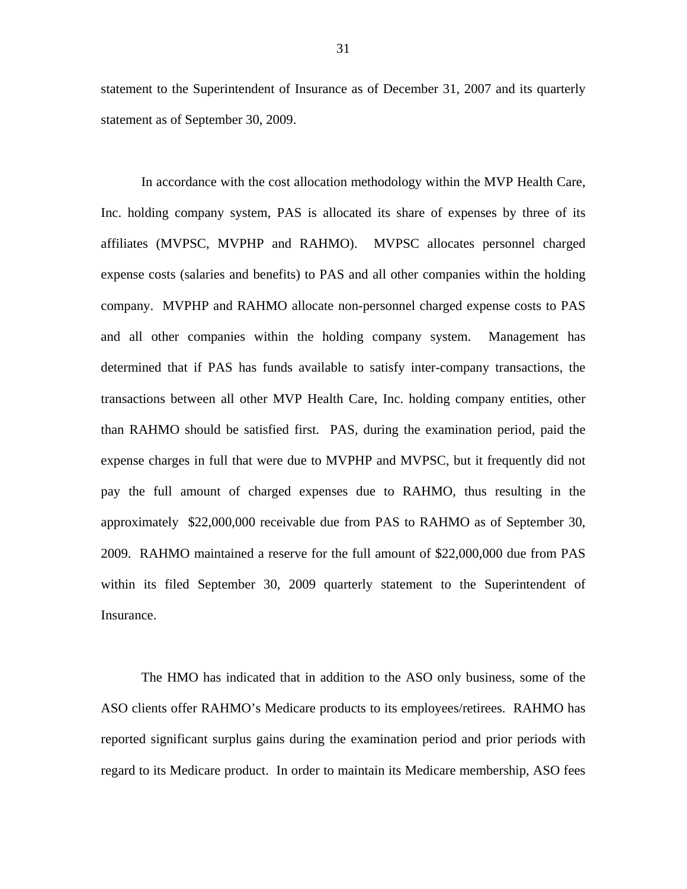statement to the Superintendent of Insurance as of December 31, 2007 and its quarterly statement as of September 30, 2009.

In accordance with the cost allocation methodology within the MVP Health Care, Inc. holding company system, PAS is allocated its share of expenses by three of its affiliates (MVPSC, MVPHP and RAHMO). MVPSC allocates personnel charged expense costs (salaries and benefits) to PAS and all other companies within the holding company. MVPHP and RAHMO allocate non-personnel charged expense costs to PAS and all other companies within the holding company system. Management has determined that if PAS has funds available to satisfy inter-company transactions, the transactions between all other MVP Health Care, Inc. holding company entities, other than RAHMO should be satisfied first. PAS, during the examination period, paid the expense charges in full that were due to MVPHP and MVPSC, but it frequently did not pay the full amount of charged expenses due to RAHMO, thus resulting in the approximately $22,000,000 receivable due from PAS to RAHMO as of September 30, 2009. RAHMO maintained a reserve for the full amount of $22,000,000 due from PAS within its filed September 30, 2009 quarterly statement to the Superintendent of Insurance.

The HMO has indicated that in addition to the ASO only business, some of the ASO clients offer RAHMO's Medicare products to its employees/retirees. RAHMO has reported significant surplus gains during the examination period and prior periods with regard to its Medicare product. In order to maintain its Medicare membership, ASO fees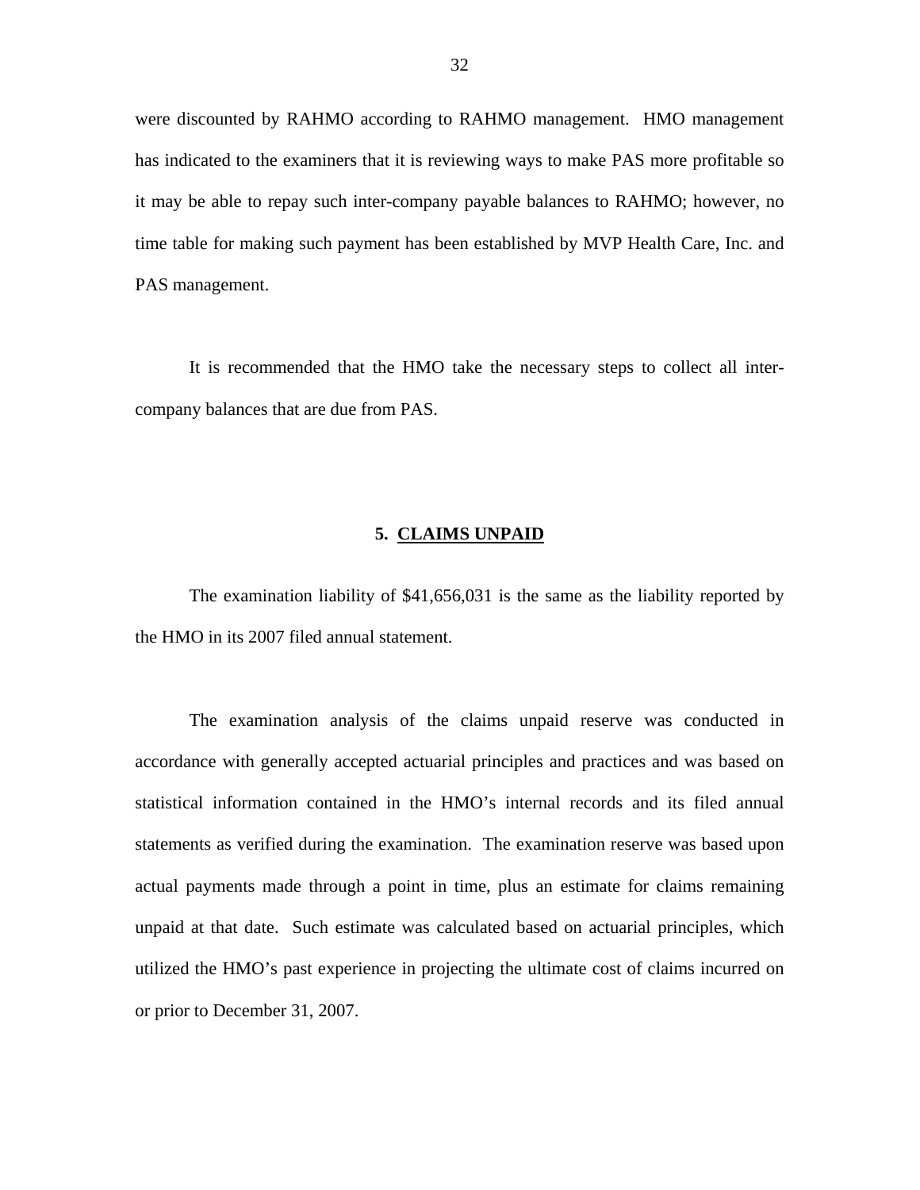were discounted by RAHMO according to RAHMO management. HMO management has indicated to the examiners that it is reviewing ways to make PAS more profitable so it may be able to repay such inter-company payable balances to RAHMO; however, no time table for making such payment has been established by MVP Health Care, Inc. and PAS management.

It is recommended that the HMO take the necessary steps to collect all inter-company balances that are due from PAS.

## 5. CLAIMS UNPAID

The examination liability of $41,656,031 is the same as the liability reported by the HMO in its 2007 filed annual statement.

The examination analysis of the claims unpaid reserve was conducted in accordance with generally accepted actuarial principles and practices and was based on statistical information contained in the HMO's internal records and its filed annual statements as verified during the examination. The examination reserve was based upon actual payments made through a point in time, plus an estimate for claims remaining unpaid at that date. Such estimate was calculated based on actuarial principles, which utilized the HMO's past experience in projecting the ultimate cost of claims incurred on or prior to December 31, 2007.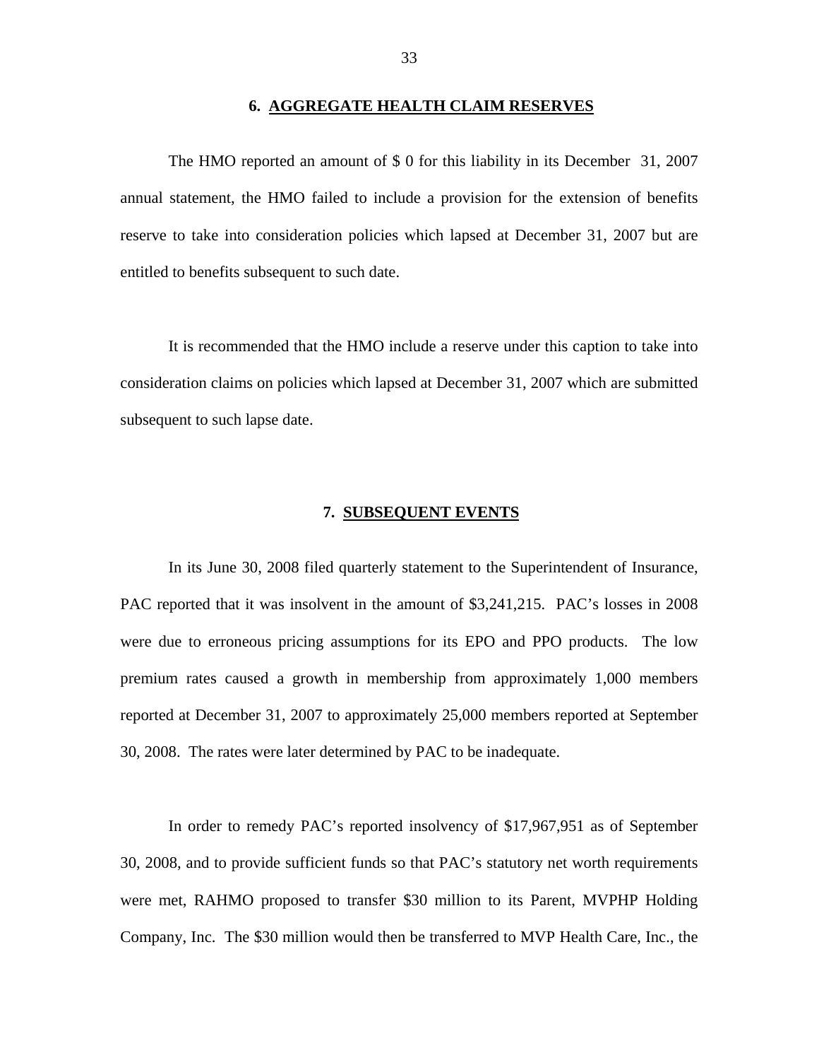## 6. AGGREGATE HEALTH CLAIM RESERVES

The HMO reported an amount of $ 0 for this liability in its December 31, 2007 annual statement, the HMO failed to include a provision for the extension of benefits reserve to take into consideration policies which lapsed at December 31, 2007 but are entitled to benefits subsequent to such date.

It is recommended that the HMO include a reserve under this caption to take into consideration claims on policies which lapsed at December 31, 2007 which are submitted subsequent to such lapse date.

## 7. SUBSEQUENT EVENTS

In its June 30, 2008 filed quarterly statement to the Superintendent of Insurance, PAC reported that it was insolvent in the amount of $3,241,215. PAC's losses in 2008 were due to erroneous pricing assumptions for its EPO and PPO products. The low premium rates caused a growth in membership from approximately 1,000 members reported at December 31, 2007 to approximately 25,000 members reported at September 30, 2008. The rates were later determined by PAC to be inadequate.

In order to remedy PAC's reported insolvency of $17,967,951 as of September 30, 2008, and to provide sufficient funds so that PAC's statutory net worth requirements were met, RAHMO proposed to transfer $30 million to its Parent, MVPHP Holding Company, Inc. The $30 million would then be transferred to MVP Health Care, Inc., the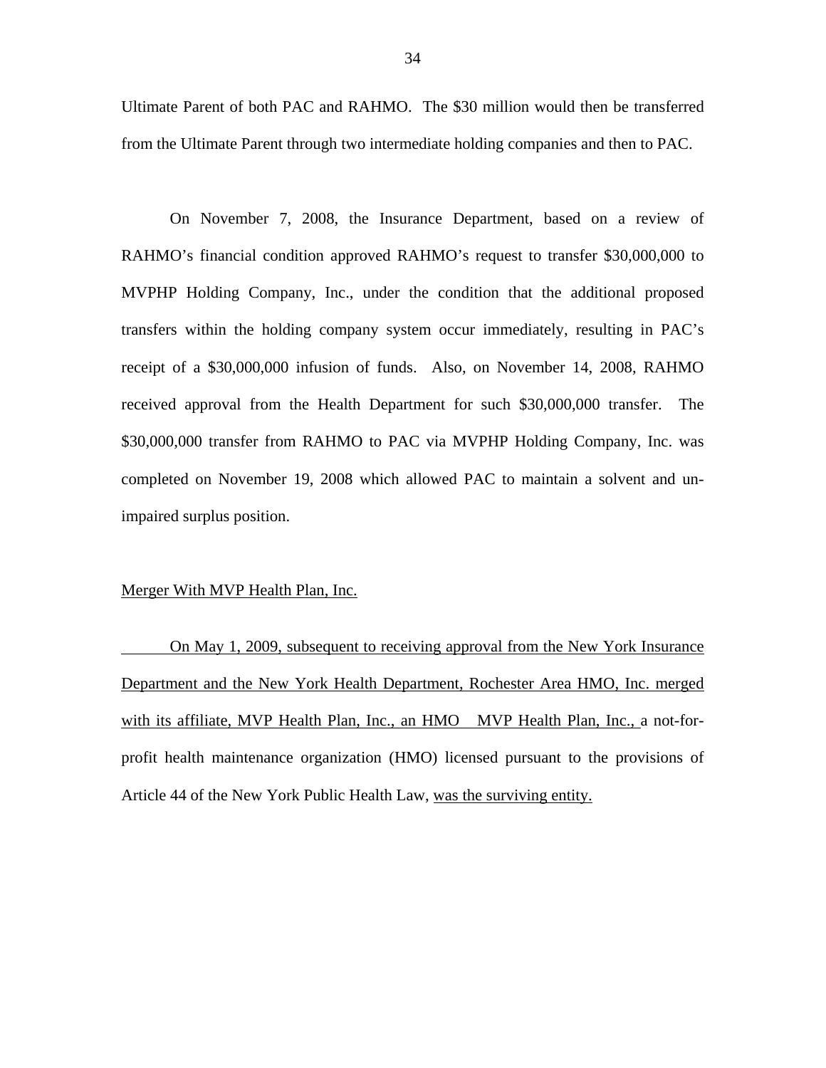Ultimate Parent of both PAC and RAHMO. The $30 million would then be transferred from the Ultimate Parent through two intermediate holding companies and then to PAC.

On November 7, 2008, the Insurance Department, based on a review of RAHMO's financial condition approved RAHMO's request to transfer $30,000,000 to MVPHP Holding Company, Inc., under the condition that the additional proposed transfers within the holding company system occur immediately, resulting in PAC's receipt of a $30,000,000 infusion of funds. Also, on November 14, 2008, RAHMO received approval from the Health Department for such $30,000,000 transfer. The $30,000,000 transfer from RAHMO to PAC via MVPHP Holding Company, Inc. was completed on November 19, 2008 which allowed PAC to maintain a solvent and un-impaired surplus position.

Merger With MVP Health Plan, Inc.

On May 1, 2009, subsequent to receiving approval from the New York Insurance Department and the New York Health Department, Rochester Area HMO, Inc. merged with its affiliate, MVP Health Plan, Inc., an HMO MVP Health Plan, Inc., a not-for-profit health maintenance organization (HMO) licensed pursuant to the provisions of Article 44 of the New York Public Health Law, was the surviving entity.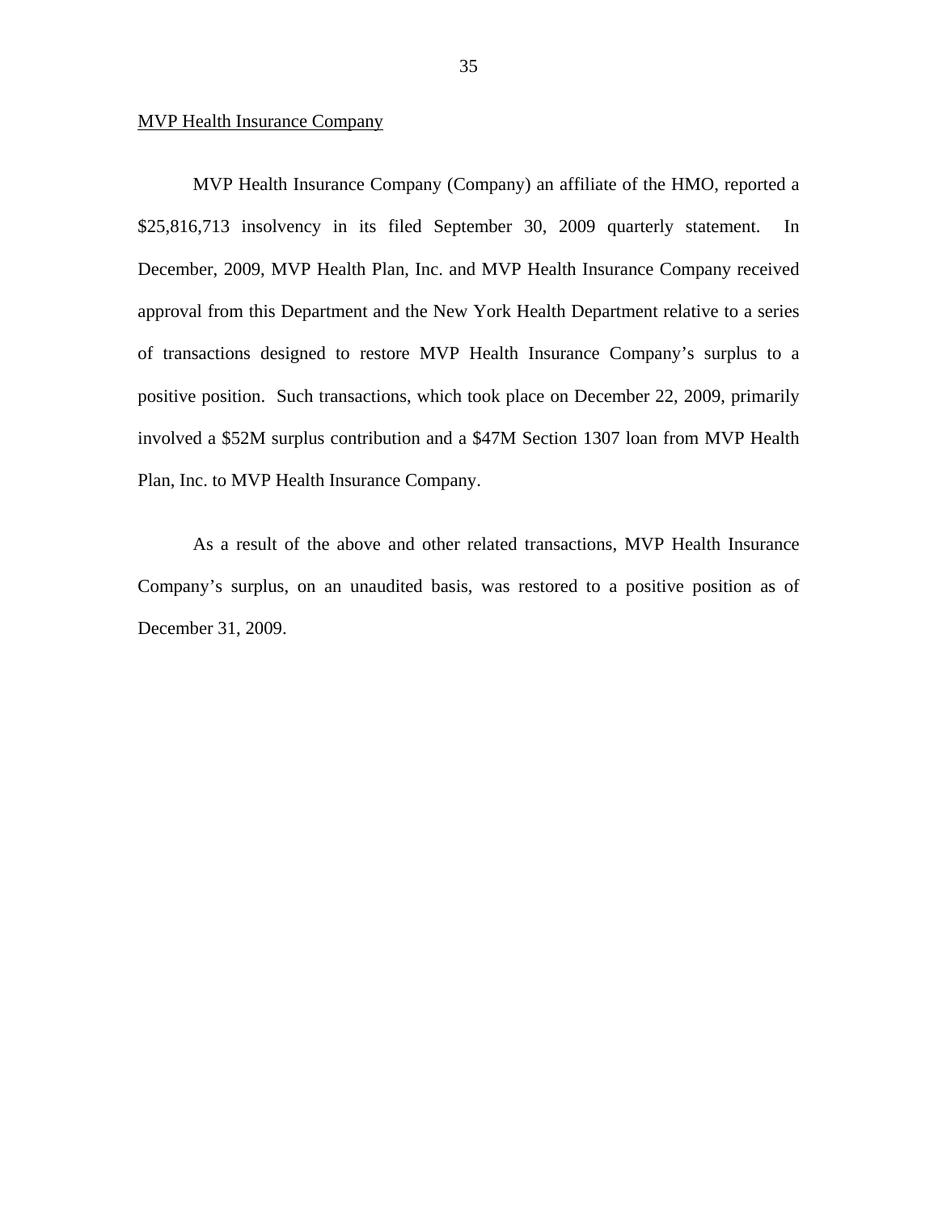<u>MVP Health Insurance Company</u>

MVP Health Insurance Company (Company) an affiliate of the HMO, reported a $25,816,713 insolvency in its filed September 30, 2009 quarterly statement. In December, 2009, MVP Health Plan, Inc. and MVP Health Insurance Company received approval from this Department and the New York Health Department relative to a series of transactions designed to restore MVP Health Insurance Company's surplus to a positive position. Such transactions, which took place on December 22, 2009, primarily involved a $52M surplus contribution and a $47M Section 1307 loan from MVP Health Plan, Inc. to MVP Health Insurance Company.

As a result of the above and other related transactions, MVP Health Insurance Company's surplus, on an unaudited basis, was restored to a positive position as of December 31, 2009.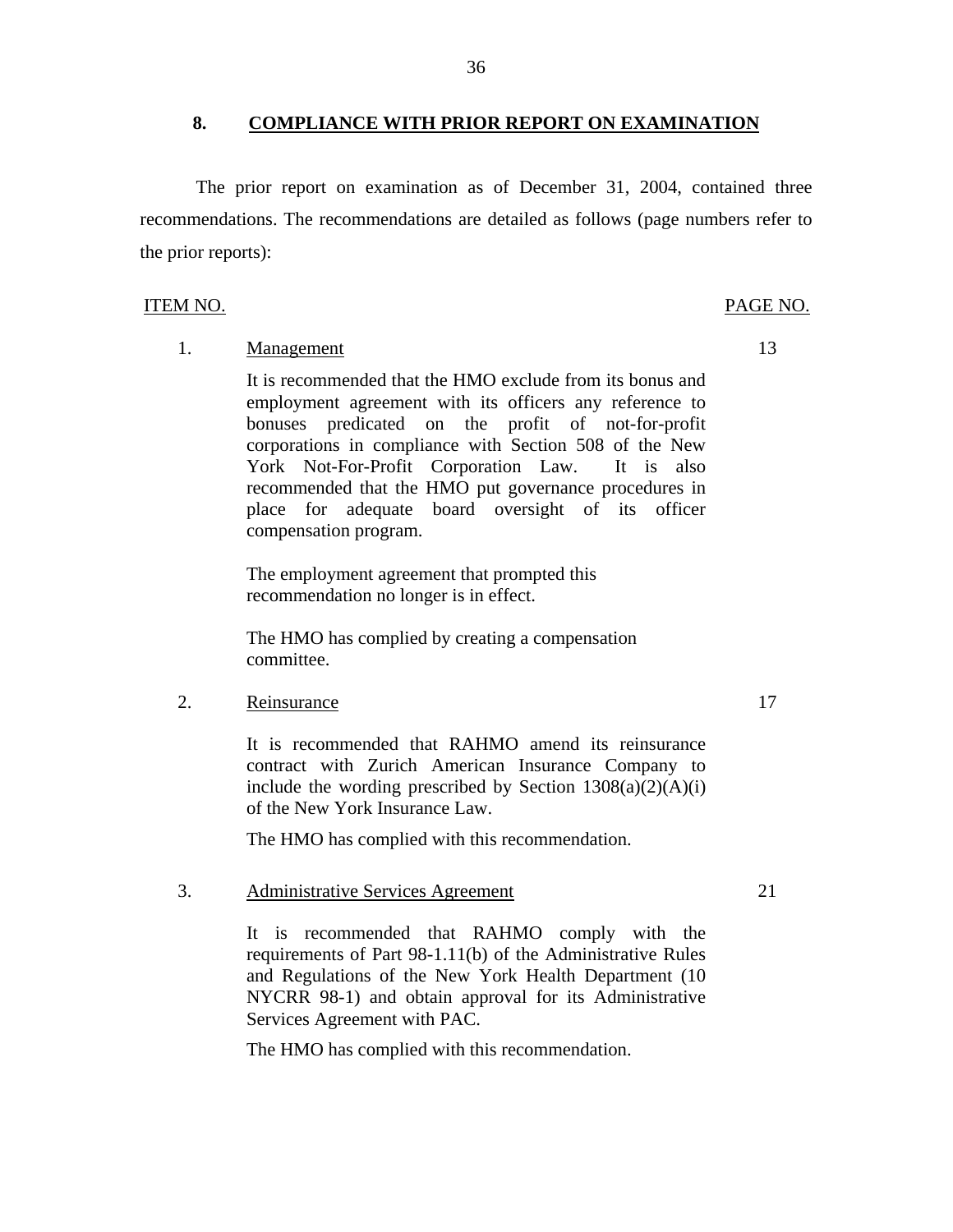## 8. COMPLIANCE WITH PRIOR REPORT ON EXAMINATION

The prior report on examination as of December 31, 2004, contained three recommendations. The recommendations are detailed as follows (page numbers refer to the prior reports):

| ITEM NO. | | PAGE NO. |
|---|---|---|
| 1. | Management | 13 |
| | It is recommended that the HMO exclude from its bonus and employment agreement with its officers any reference to bonuses predicated on the profit of not-for-profit corporations in compliance with Section 508 of the New York Not-For-Profit Corporation Law. It is also recommended that the HMO put governance procedures in place for adequate board oversight of its officer compensation program.<br><br>The employment agreement that prompted this recommendation no longer is in effect.<br><br>The HMO has complied by creating a compensation committee. | |
| 2. | Reinsurance | 17 |
| | It is recommended that RAHMO amend its reinsurance contract with Zurich American Insurance Company to include the wording prescribed by Section 1308(a)(2)(A)(i) of the New York Insurance Law.<br><br>The HMO has complied with this recommendation. | |
| 3. | Administrative Services Agreement | 21 |
| | It is recommended that RAHMO comply with the requirements of Part 98-1.11(b) of the Administrative Rules and Regulations of the New York Health Department (10 NYCRR 98-1) and obtain approval for its Administrative Services Agreement with PAC.<br><br>The HMO has complied with this recommendation. | |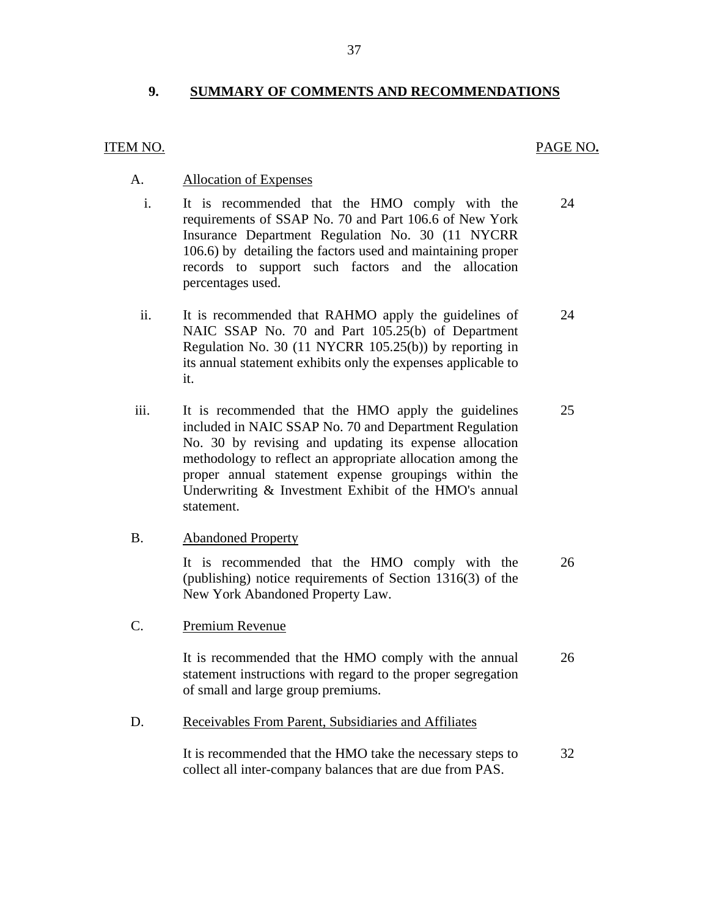## 9. SUMMARY OF COMMENTS AND RECOMMENDATIONS

| ITEM NO. | | | PAGE NO. |
|---|---|---|---|
| A. | | Allocation of Expenses | |
| | i. | It is recommended that the HMO comply with the requirements of SSAP No. 70 and Part 106.6 of New York Insurance Department Regulation No. 30 (11 NYCRR 106.6) by detailing the factors used and maintaining proper records to support such factors and the allocation percentages used. | 24 |
| | ii. | It is recommended that RAHMO apply the guidelines of NAIC SSAP No. 70 and Part 105.25(b) of Department Regulation No. 30 (11 NYCRR 105.25(b)) by reporting in its annual statement exhibits only the expenses applicable to it. | 24 |
| | iii. | It is recommended that the HMO apply the guidelines included in NAIC SSAP No. 70 and Department Regulation No. 30 by revising and updating its expense allocation methodology to reflect an appropriate allocation among the proper annual statement expense groupings within the Underwriting & Investment Exhibit of the HMO's annual statement. | 25 |
| B. | | Abandoned Property | |
| | | It is recommended that the HMO comply with the (publishing) notice requirements of Section 1316(3) of the New York Abandoned Property Law. | 26 |
| C. | | Premium Revenue | |
| | | It is recommended that the HMO comply with the annual statement instructions with regard to the proper segregation of small and large group premiums. | 26 |
| D. | | Receivables From Parent, Subsidiaries and Affiliates | |
| | | It is recommended that the HMO take the necessary steps to collect all inter-company balances that are due from PAS. | 32 |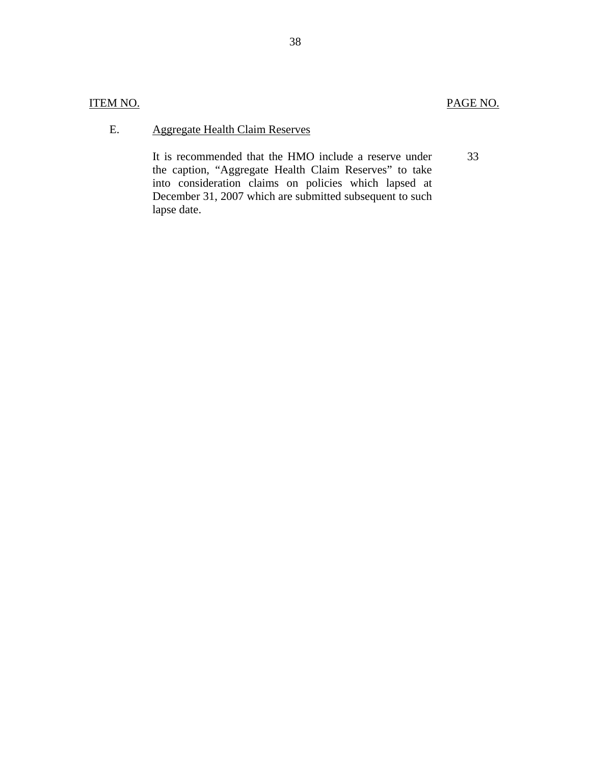| ITEM NO. | | PAGE NO. |
|---|---|---|
| E. | Aggregate Health Claim Reserves | |
| | It is recommended that the HMO include a reserve under the caption, "Aggregate Health Claim Reserves" to take into consideration claims on policies which lapsed at December 31, 2007 which are submitted subsequent to such lapse date. | 33 |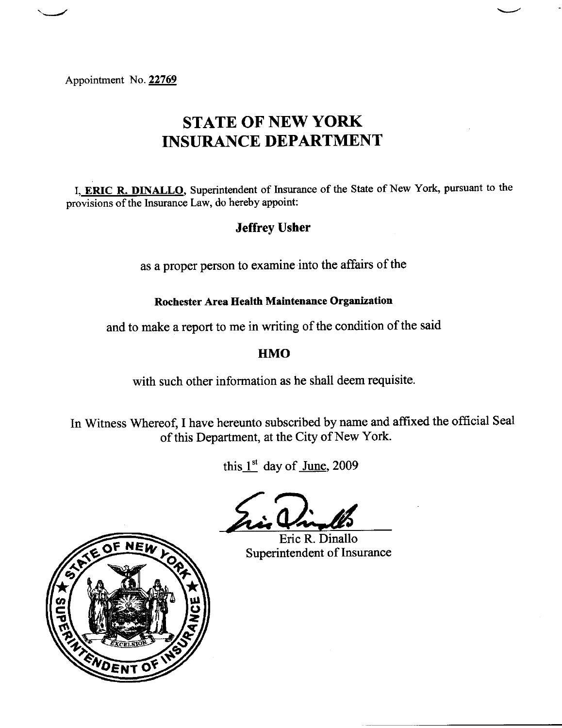Appointment No. 22769

# STATE OF NEW YORK
# INSURANCE DEPARTMENT

I, **ERIC R. DINALLO**, Superintendent of Insurance of the State of New York, pursuant to the provisions of the Insurance Law, do hereby appoint:

**Jeffrey Usher**

as a proper person to examine into the affairs of the

**Rochester Area Health Maintenance Organization**

and to make a report to me in writing of the condition of the said

**HMO**

with such other information as he shall deem requisite.

In Witness Whereof, I have hereunto subscribed by name and affixed the official Seal of this Department, at the City of New York.

this 1st day of June, 2009

Eric R. Dinallo
Superintendent of Insurance

STATE OF NEW YORK ★ SUPERINTENDENT OF INSURANCE ★ EXCELSIOR